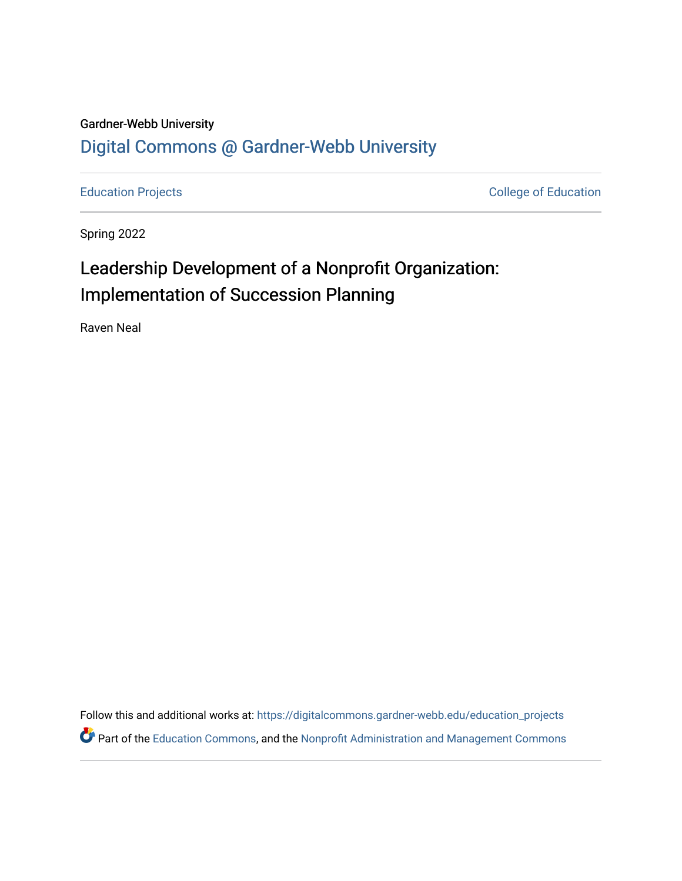Gardner-Webb University

Digital Commons @ Gardner-Webb University

Education Projects | College of Education

Spring 2022

# Leadership Development of a Nonprofit Organization: Implementation of Succession Planning

Raven Neal

Follow this and additional works at: https://digitalcommons.gardner-webb.edu/education_projects

Part of the Education Commons, and the Nonprofit Administration and Management Commons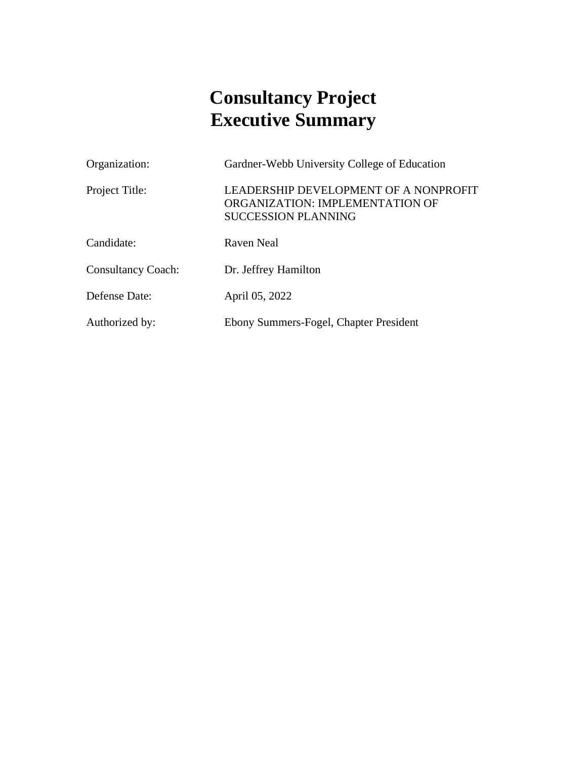# Consultancy Project Executive Summary

| | |
|---|---|
| Organization: | Gardner-Webb University College of Education |
| Project Title: | LEADERSHIP DEVELOPMENT OF A NONPROFIT ORGANIZATION: IMPLEMENTATION OF SUCCESSION PLANNING |
| Candidate: | Raven Neal |
| Consultancy Coach: | Dr. Jeffrey Hamilton |
| Defense Date: | April 05, 2022 |
| Authorized by: | Ebony Summers-Fogel, Chapter President |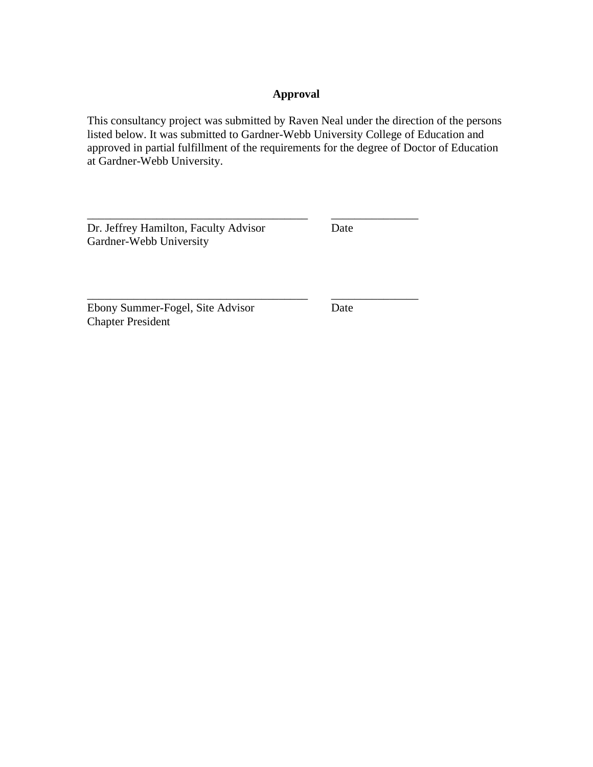# Approval

This consultancy project was submitted by Raven Neal under the direction of the persons listed below. It was submitted to Gardner-Webb University College of Education and approved in partial fulfillment of the requirements for the degree of Doctor of Education at Gardner-Webb University.

\_\_\_\_\_\_\_\_\_\_\_\_\_\_\_\_\_\_\_\_\_\_\_\_\_\_\_\_\_\_\_\_\_\_\_\_\_\_ \_\_\_\_\_\_\_\_\_\_\_\_\_\_\_
Dr. Jeffrey Hamilton, Faculty Advisor Date
Gardner-Webb University

\_\_\_\_\_\_\_\_\_\_\_\_\_\_\_\_\_\_\_\_\_\_\_\_\_\_\_\_\_\_\_\_\_\_\_\_\_\_ \_\_\_\_\_\_\_\_\_\_\_\_\_\_\_
Ebony Summer-Fogel, Site Advisor Date
Chapter President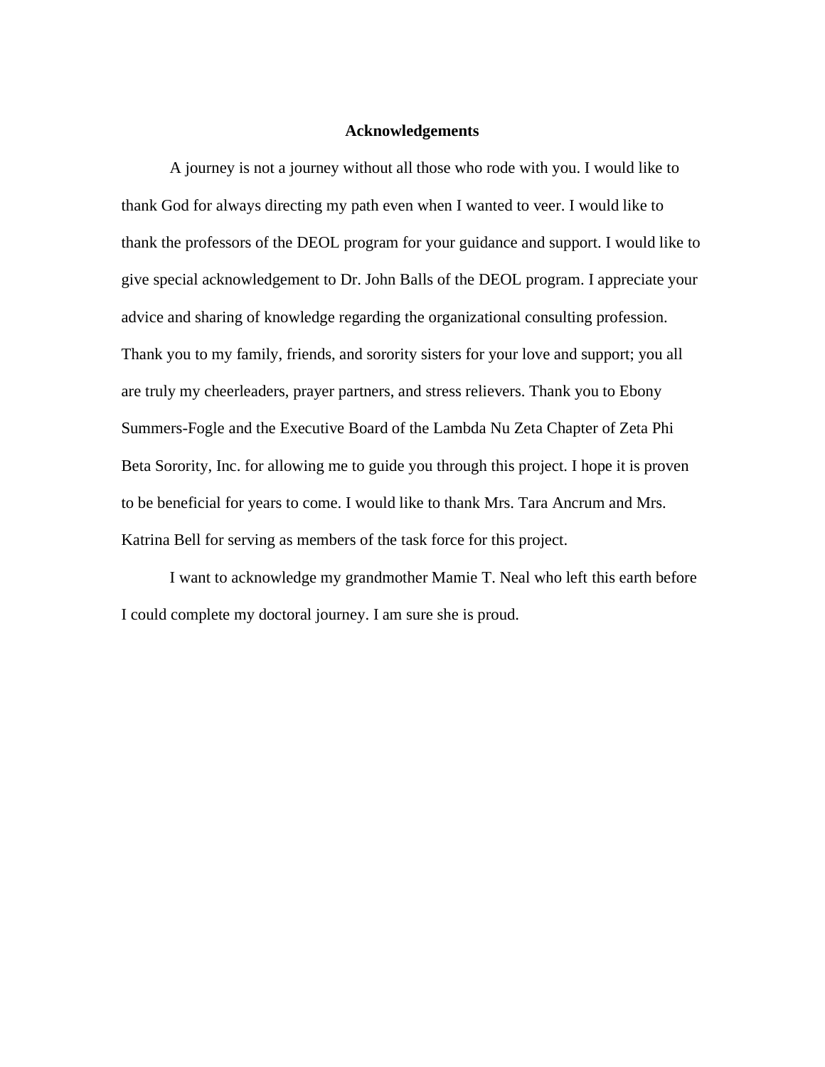# Acknowledgements

A journey is not a journey without all those who rode with you. I would like to thank God for always directing my path even when I wanted to veer. I would like to thank the professors of the DEOL program for your guidance and support. I would like to give special acknowledgement to Dr. John Balls of the DEOL program. I appreciate your advice and sharing of knowledge regarding the organizational consulting profession. Thank you to my family, friends, and sorority sisters for your love and support; you all are truly my cheerleaders, prayer partners, and stress relievers. Thank you to Ebony Summers-Fogle and the Executive Board of the Lambda Nu Zeta Chapter of Zeta Phi Beta Sorority, Inc. for allowing me to guide you through this project. I hope it is proven to be beneficial for years to come. I would like to thank Mrs. Tara Ancrum and Mrs. Katrina Bell for serving as members of the task force for this project.

I want to acknowledge my grandmother Mamie T. Neal who left this earth before I could complete my doctoral journey. I am sure she is proud.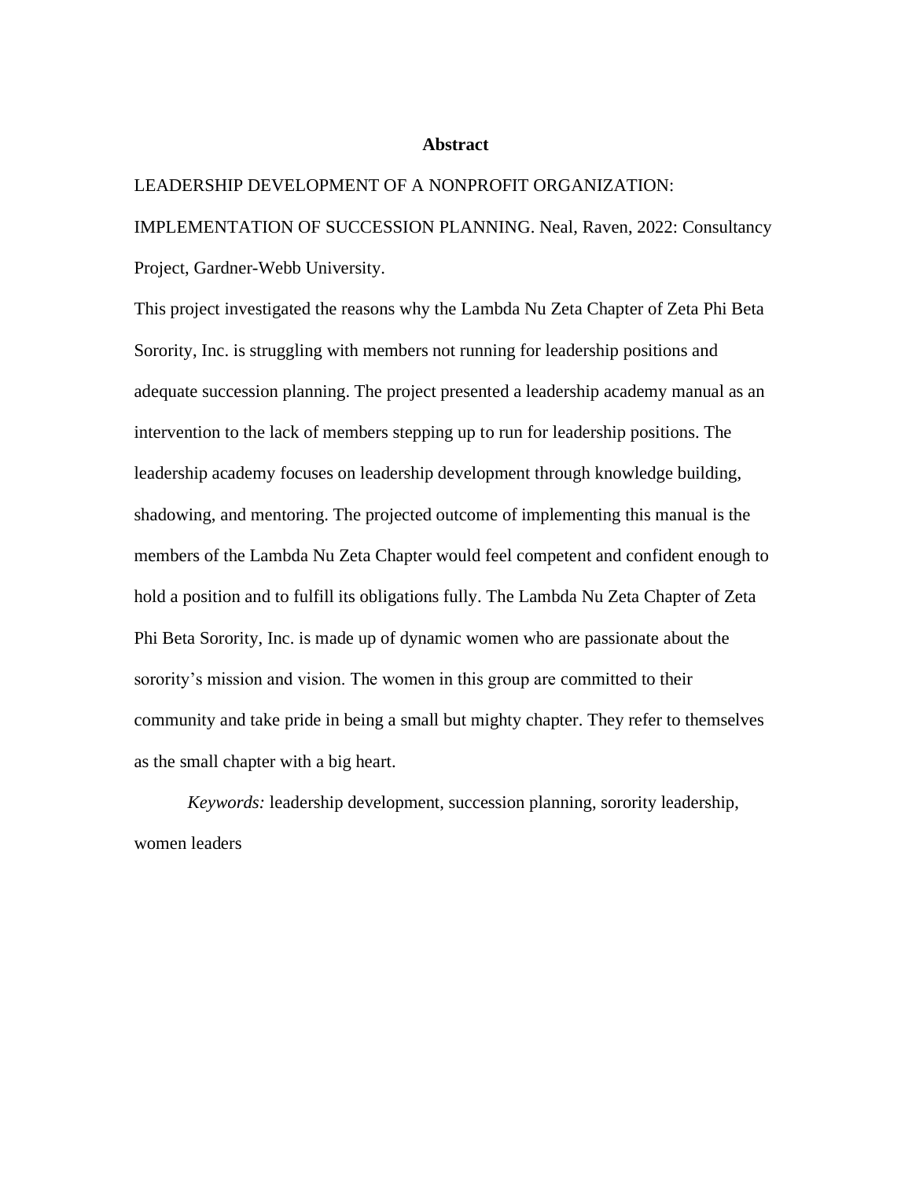# Abstract

LEADERSHIP DEVELOPMENT OF A NONPROFIT ORGANIZATION: IMPLEMENTATION OF SUCCESSION PLANNING. Neal, Raven, 2022: Consultancy Project, Gardner-Webb University.

This project investigated the reasons why the Lambda Nu Zeta Chapter of Zeta Phi Beta Sorority, Inc. is struggling with members not running for leadership positions and adequate succession planning. The project presented a leadership academy manual as an intervention to the lack of members stepping up to run for leadership positions. The leadership academy focuses on leadership development through knowledge building, shadowing, and mentoring. The projected outcome of implementing this manual is the members of the Lambda Nu Zeta Chapter would feel competent and confident enough to hold a position and to fulfill its obligations fully. The Lambda Nu Zeta Chapter of Zeta Phi Beta Sorority, Inc. is made up of dynamic women who are passionate about the sorority's mission and vision. The women in this group are committed to their community and take pride in being a small but mighty chapter. They refer to themselves as the small chapter with a big heart.

*Keywords:* leadership development, succession planning, sorority leadership, women leaders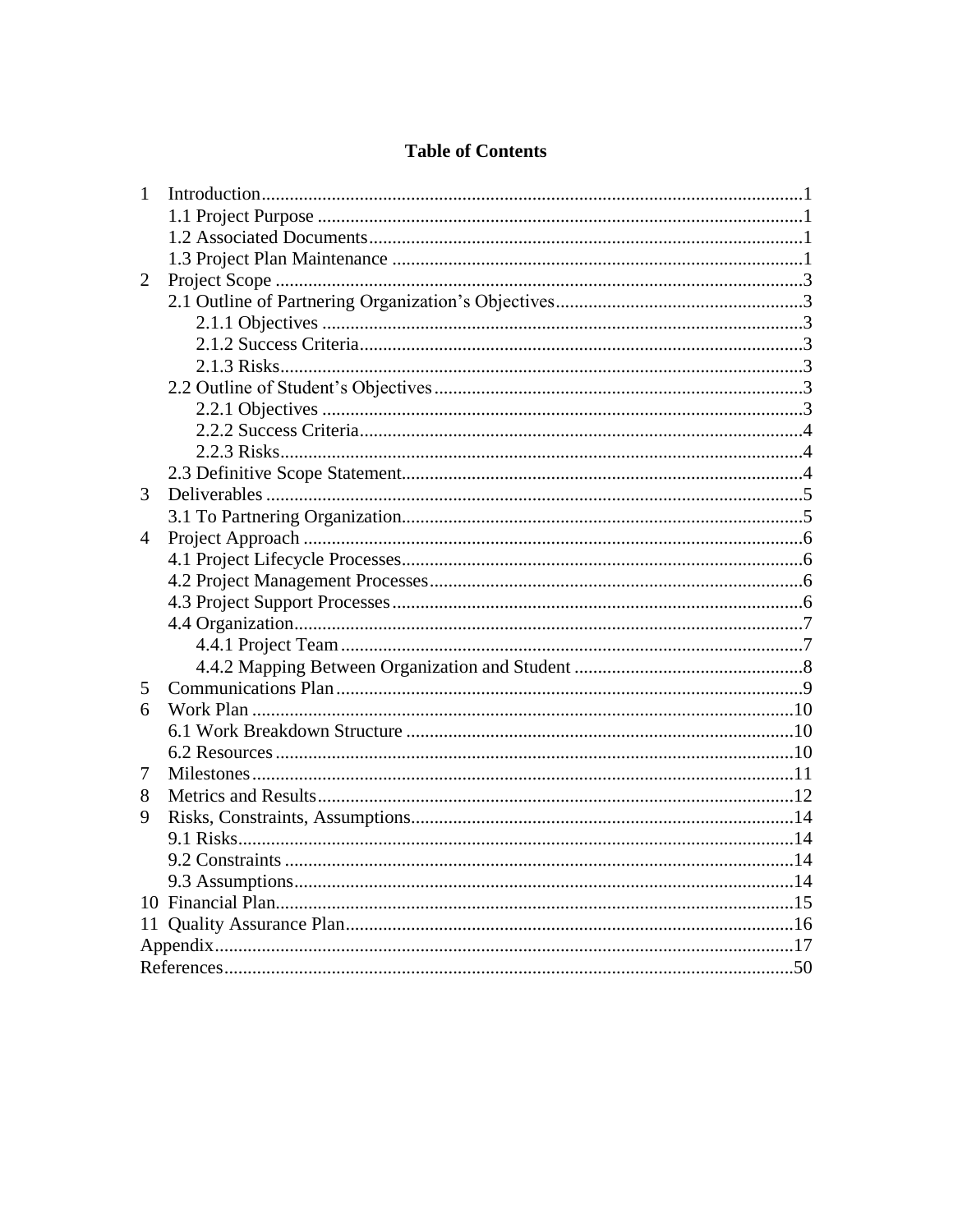# Table of Contents

1 Introduction ........ 1
- 1.1 Project Purpose ........ 1
- 1.2 Associated Documents ........ 1
- 1.3 Project Plan Maintenance ........ 1

2 Project Scope ........ 3
- 2.1 Outline of Partnering Organization's Objectives ........ 3
  - 2.1.1 Objectives ........ 3
  - 2.1.2 Success Criteria ........ 3
  - 2.1.3 Risks ........ 3
- 2.2 Outline of Student's Objectives ........ 3
  - 2.2.1 Objectives ........ 3
  - 2.2.2 Success Criteria ........ 4
  - 2.2.3 Risks ........ 4
- 2.3 Definitive Scope Statement ........ 4

3 Deliverables ........ 5
- 3.1 To Partnering Organization ........ 5

4 Project Approach ........ 6
- 4.1 Project Lifecycle Processes ........ 6
- 4.2 Project Management Processes ........ 6
- 4.3 Project Support Processes ........ 6
- 4.4 Organization ........ 7
  - 4.4.1 Project Team ........ 7
  - 4.4.2 Mapping Between Organization and Student ........ 8

5 Communications Plan ........ 9

6 Work Plan ........ 10
- 6.1 Work Breakdown Structure ........ 10
- 6.2 Resources ........ 10

7 Milestones ........ 11

8 Metrics and Results ........ 12

9 Risks, Constraints, Assumptions ........ 14
- 9.1 Risks ........ 14
- 9.2 Constraints ........ 14
- 9.3 Assumptions ........ 14

10 Financial Plan ........ 15

11 Quality Assurance Plan ........ 16

Appendix ........ 17

References ........ 50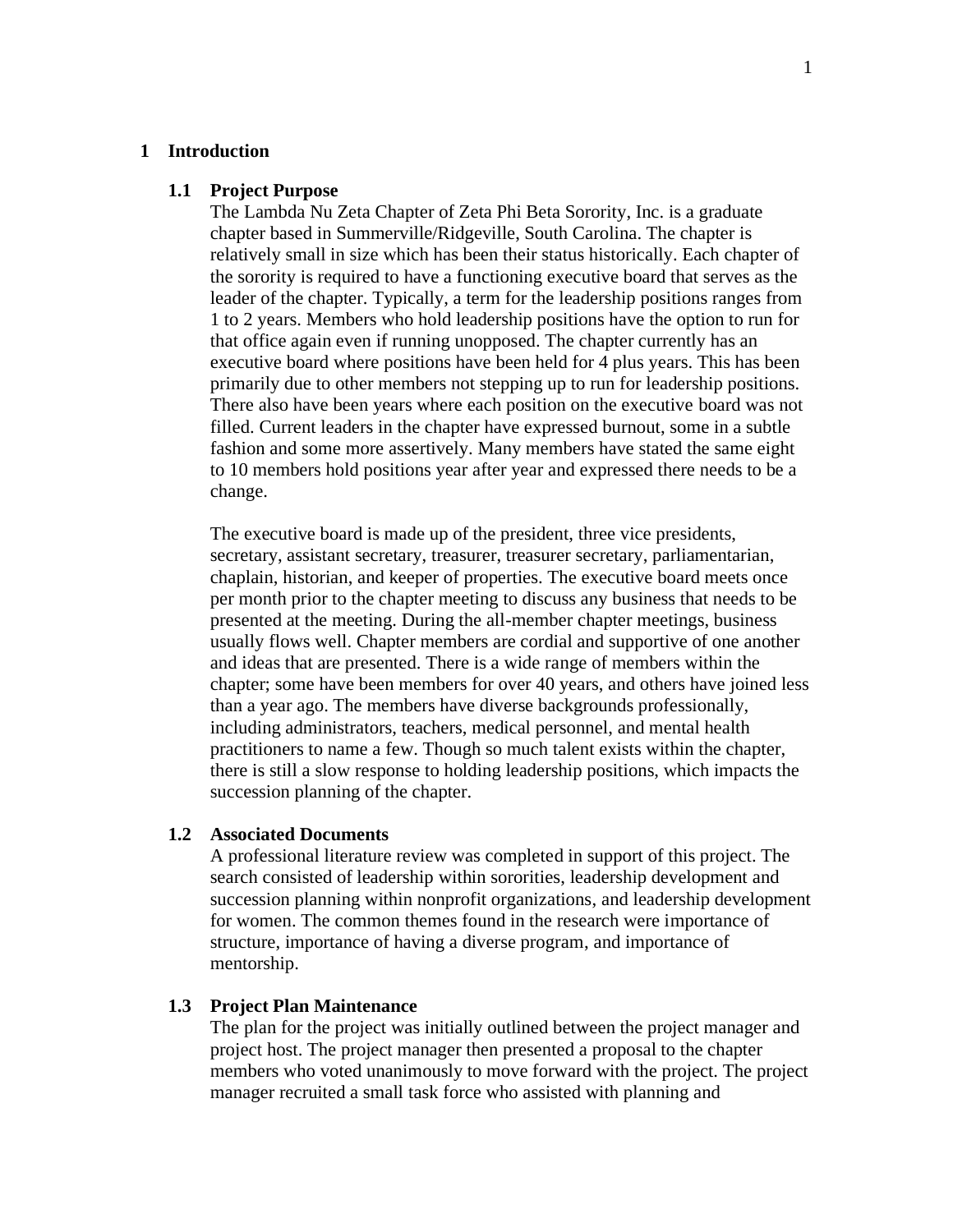# 1 Introduction

## 1.1 Project Purpose

The Lambda Nu Zeta Chapter of Zeta Phi Beta Sorority, Inc. is a graduate chapter based in Summerville/Ridgeville, South Carolina. The chapter is relatively small in size which has been their status historically. Each chapter of the sorority is required to have a functioning executive board that serves as the leader of the chapter. Typically, a term for the leadership positions ranges from 1 to 2 years. Members who hold leadership positions have the option to run for that office again even if running unopposed. The chapter currently has an executive board where positions have been held for 4 plus years. This has been primarily due to other members not stepping up to run for leadership positions. There also have been years where each position on the executive board was not filled. Current leaders in the chapter have expressed burnout, some in a subtle fashion and some more assertively. Many members have stated the same eight to 10 members hold positions year after year and expressed there needs to be a change.

The executive board is made up of the president, three vice presidents, secretary, assistant secretary, treasurer, treasurer secretary, parliamentarian, chaplain, historian, and keeper of properties. The executive board meets once per month prior to the chapter meeting to discuss any business that needs to be presented at the meeting. During the all-member chapter meetings, business usually flows well. Chapter members are cordial and supportive of one another and ideas that are presented. There is a wide range of members within the chapter; some have been members for over 40 years, and others have joined less than a year ago. The members have diverse backgrounds professionally, including administrators, teachers, medical personnel, and mental health practitioners to name a few. Though so much talent exists within the chapter, there is still a slow response to holding leadership positions, which impacts the succession planning of the chapter.

## 1.2 Associated Documents

A professional literature review was completed in support of this project. The search consisted of leadership within sororities, leadership development and succession planning within nonprofit organizations, and leadership development for women. The common themes found in the research were importance of structure, importance of having a diverse program, and importance of mentorship.

## 1.3 Project Plan Maintenance

The plan for the project was initially outlined between the project manager and project host. The project manager then presented a proposal to the chapter members who voted unanimously to move forward with the project. The project manager recruited a small task force who assisted with planning and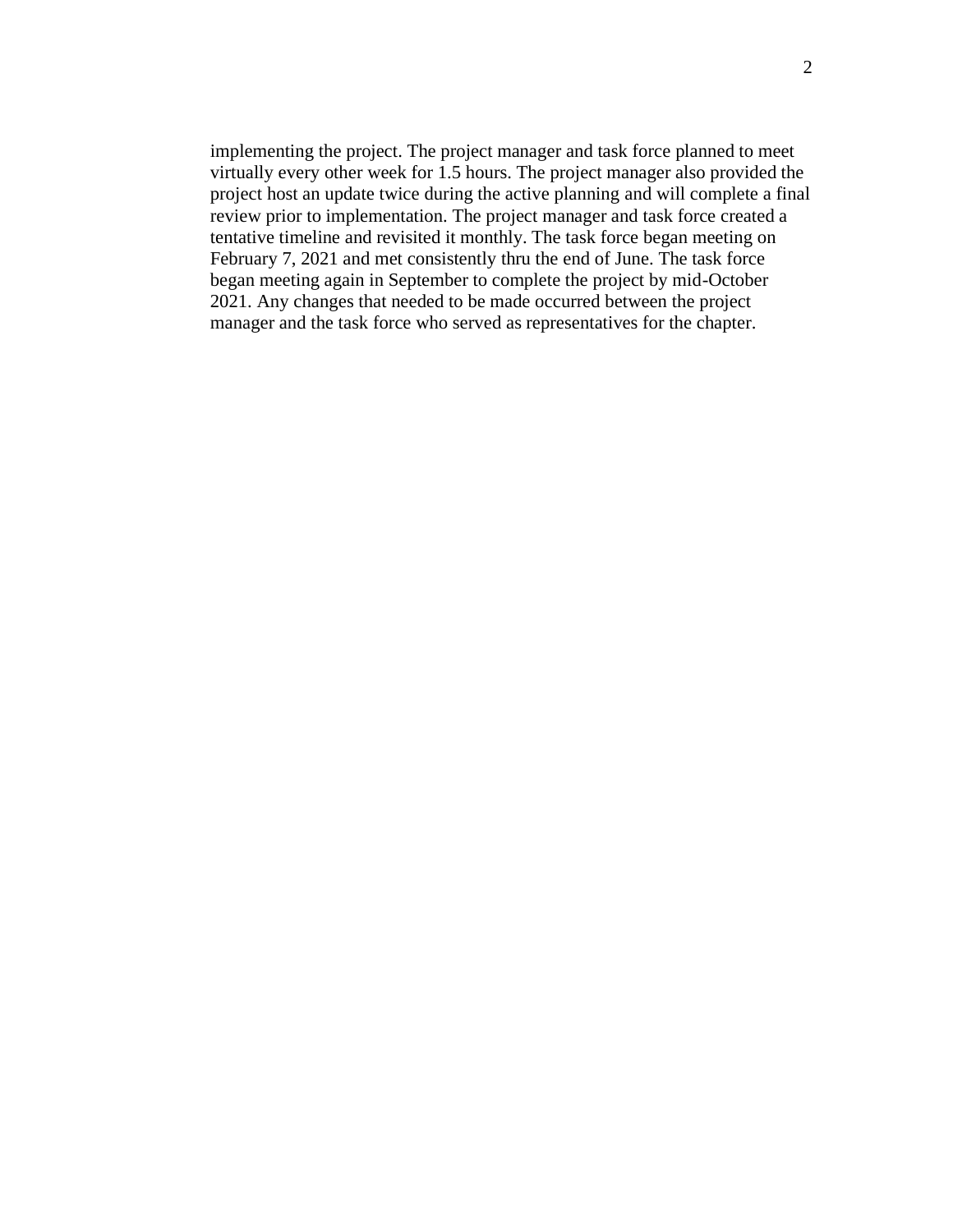implementing the project. The project manager and task force planned to meet virtually every other week for 1.5 hours. The project manager also provided the project host an update twice during the active planning and will complete a final review prior to implementation. The project manager and task force created a tentative timeline and revisited it monthly. The task force began meeting on February 7, 2021 and met consistently thru the end of June. The task force began meeting again in September to complete the project by mid-October 2021. Any changes that needed to be made occurred between the project manager and the task force who served as representatives for the chapter.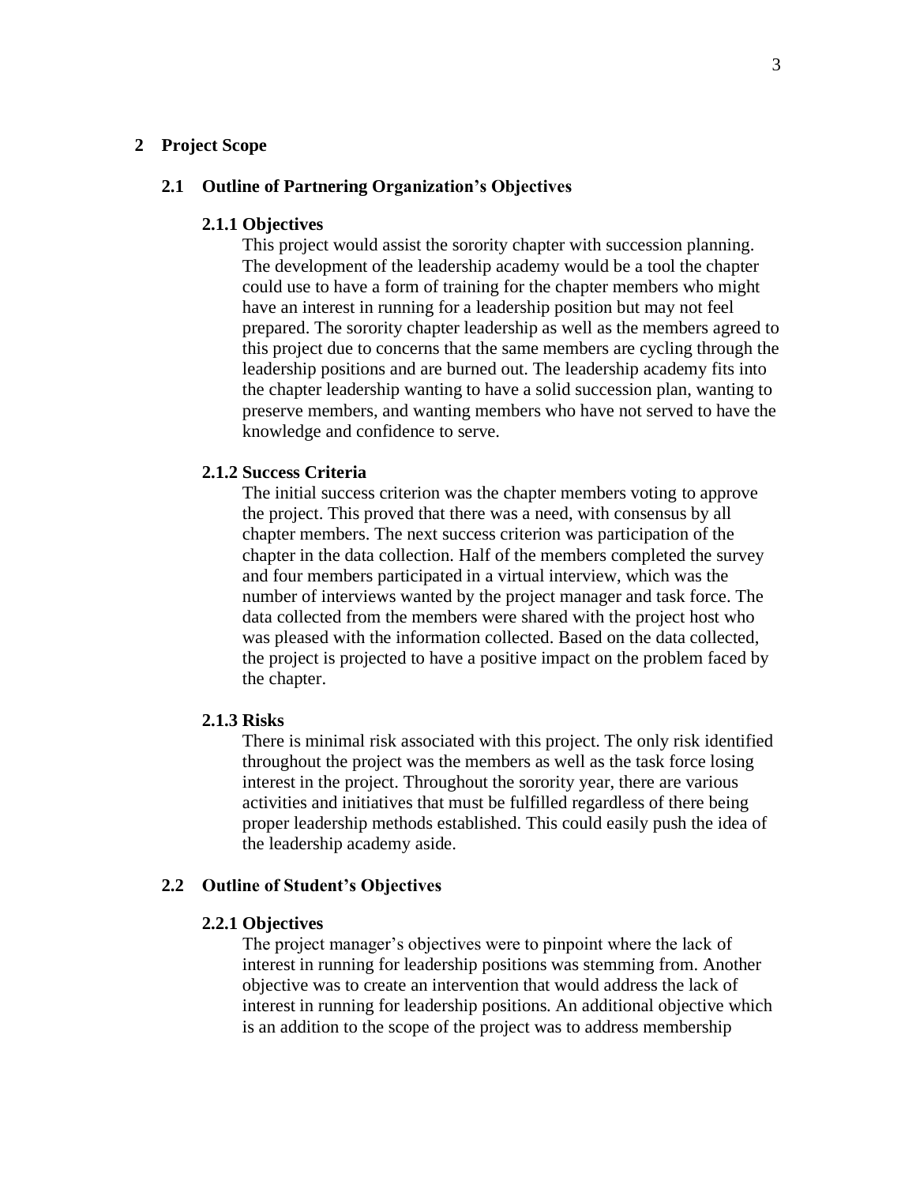# 2 Project Scope

## 2.1 Outline of Partnering Organization's Objectives

### 2.1.1 Objectives

This project would assist the sorority chapter with succession planning. The development of the leadership academy would be a tool the chapter could use to have a form of training for the chapter members who might have an interest in running for a leadership position but may not feel prepared. The sorority chapter leadership as well as the members agreed to this project due to concerns that the same members are cycling through the leadership positions and are burned out. The leadership academy fits into the chapter leadership wanting to have a solid succession plan, wanting to preserve members, and wanting members who have not served to have the knowledge and confidence to serve.

### 2.1.2 Success Criteria

The initial success criterion was the chapter members voting to approve the project. This proved that there was a need, with consensus by all chapter members. The next success criterion was participation of the chapter in the data collection. Half of the members completed the survey and four members participated in a virtual interview, which was the number of interviews wanted by the project manager and task force. The data collected from the members were shared with the project host who was pleased with the information collected. Based on the data collected, the project is projected to have a positive impact on the problem faced by the chapter.

### 2.1.3 Risks

There is minimal risk associated with this project. The only risk identified throughout the project was the members as well as the task force losing interest in the project. Throughout the sorority year, there are various activities and initiatives that must be fulfilled regardless of there being proper leadership methods established. This could easily push the idea of the leadership academy aside.

## 2.2 Outline of Student's Objectives

### 2.2.1 Objectives

The project manager's objectives were to pinpoint where the lack of interest in running for leadership positions was stemming from. Another objective was to create an intervention that would address the lack of interest in running for leadership positions. An additional objective which is an addition to the scope of the project was to address membership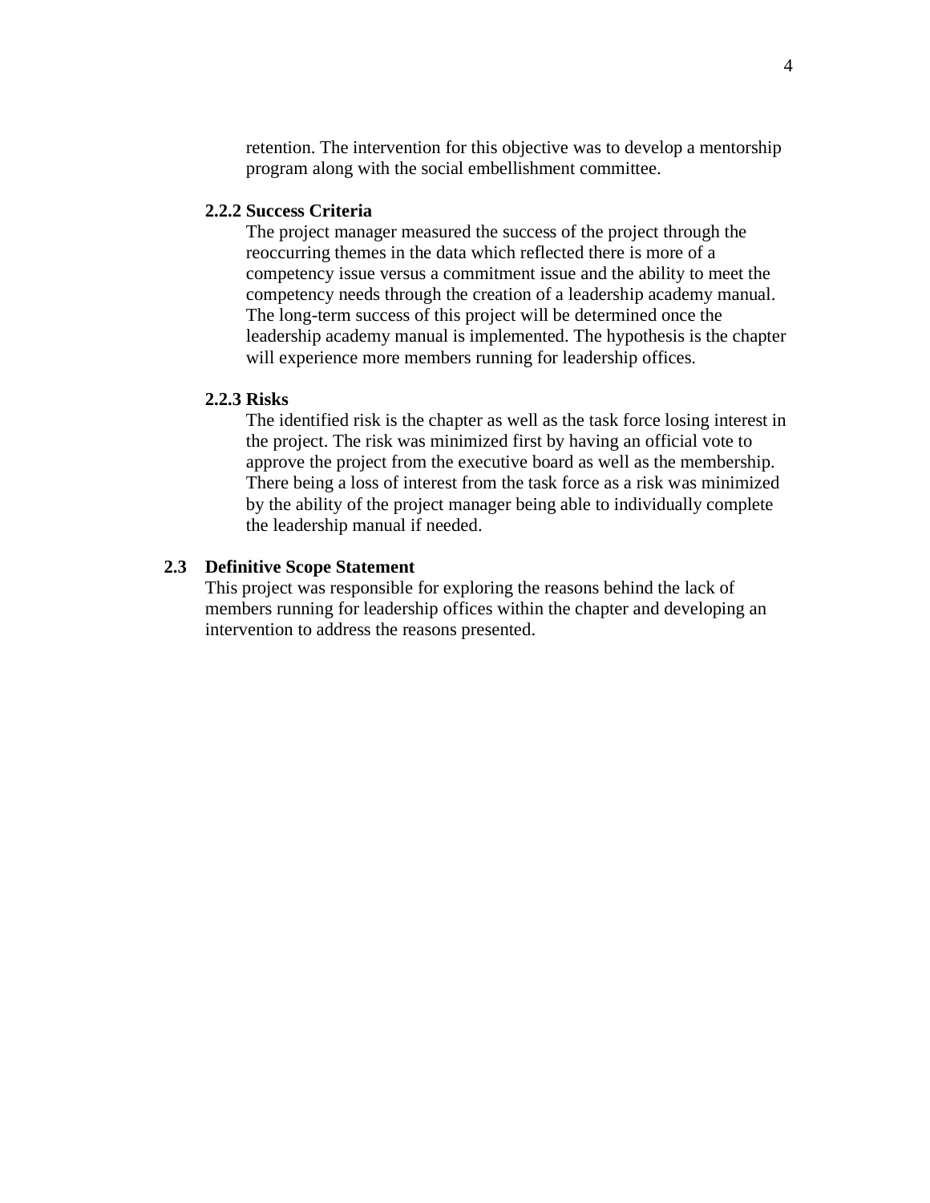retention. The intervention for this objective was to develop a mentorship program along with the social embellishment committee.

#### 2.2.2 Success Criteria

The project manager measured the success of the project through the reoccurring themes in the data which reflected there is more of a competency issue versus a commitment issue and the ability to meet the competency needs through the creation of a leadership academy manual. The long-term success of this project will be determined once the leadership academy manual is implemented. The hypothesis is the chapter will experience more members running for leadership offices.

#### 2.2.3 Risks

The identified risk is the chapter as well as the task force losing interest in the project. The risk was minimized first by having an official vote to approve the project from the executive board as well as the membership. There being a loss of interest from the task force as a risk was minimized by the ability of the project manager being able to individually complete the leadership manual if needed.

### 2.3 Definitive Scope Statement

This project was responsible for exploring the reasons behind the lack of members running for leadership offices within the chapter and developing an intervention to address the reasons presented.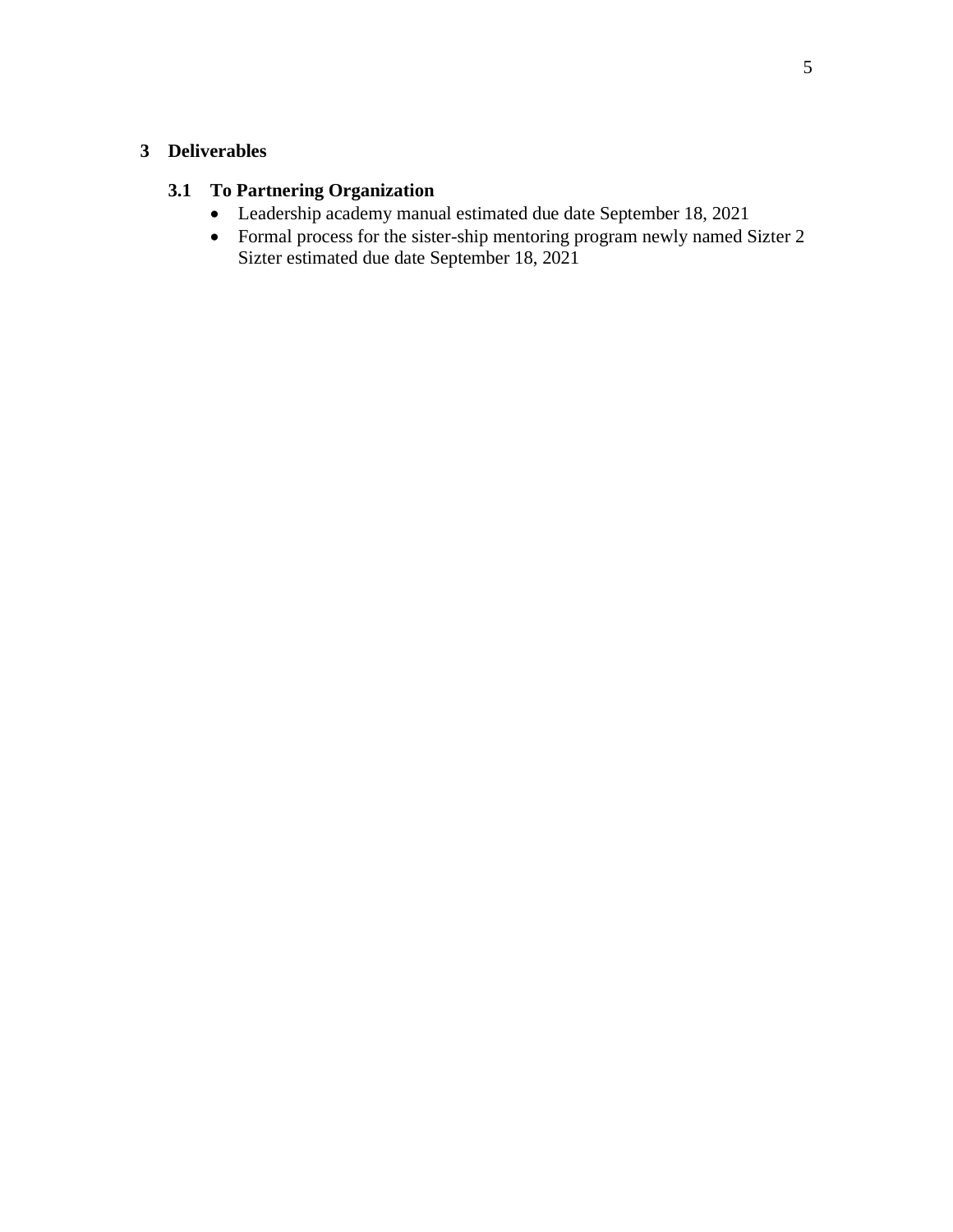# 3 Deliverables

## 3.1 To Partnering Organization

- Leadership academy manual estimated due date September 18, 2021
- Formal process for the sister-ship mentoring program newly named Sizter 2 Sizter estimated due date September 18, 2021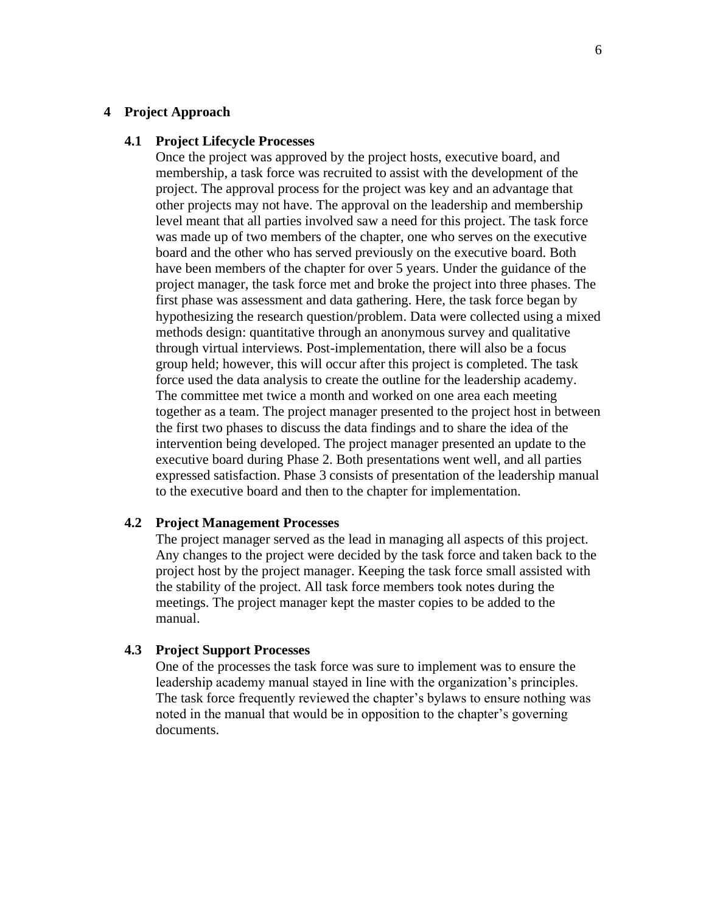## 4 Project Approach

### 4.1 Project Lifecycle Processes

Once the project was approved by the project hosts, executive board, and membership, a task force was recruited to assist with the development of the project. The approval process for the project was key and an advantage that other projects may not have. The approval on the leadership and membership level meant that all parties involved saw a need for this project. The task force was made up of two members of the chapter, one who serves on the executive board and the other who has served previously on the executive board. Both have been members of the chapter for over 5 years. Under the guidance of the project manager, the task force met and broke the project into three phases. The first phase was assessment and data gathering. Here, the task force began by hypothesizing the research question/problem. Data were collected using a mixed methods design: quantitative through an anonymous survey and qualitative through virtual interviews. Post-implementation, there will also be a focus group held; however, this will occur after this project is completed. The task force used the data analysis to create the outline for the leadership academy. The committee met twice a month and worked on one area each meeting together as a team. The project manager presented to the project host in between the first two phases to discuss the data findings and to share the idea of the intervention being developed. The project manager presented an update to the executive board during Phase 2. Both presentations went well, and all parties expressed satisfaction. Phase 3 consists of presentation of the leadership manual to the executive board and then to the chapter for implementation.

### 4.2 Project Management Processes

The project manager served as the lead in managing all aspects of this project. Any changes to the project were decided by the task force and taken back to the project host by the project manager. Keeping the task force small assisted with the stability of the project. All task force members took notes during the meetings. The project manager kept the master copies to be added to the manual.

### 4.3 Project Support Processes

One of the processes the task force was sure to implement was to ensure the leadership academy manual stayed in line with the organization's principles. The task force frequently reviewed the chapter's bylaws to ensure nothing was noted in the manual that would be in opposition to the chapter's governing documents.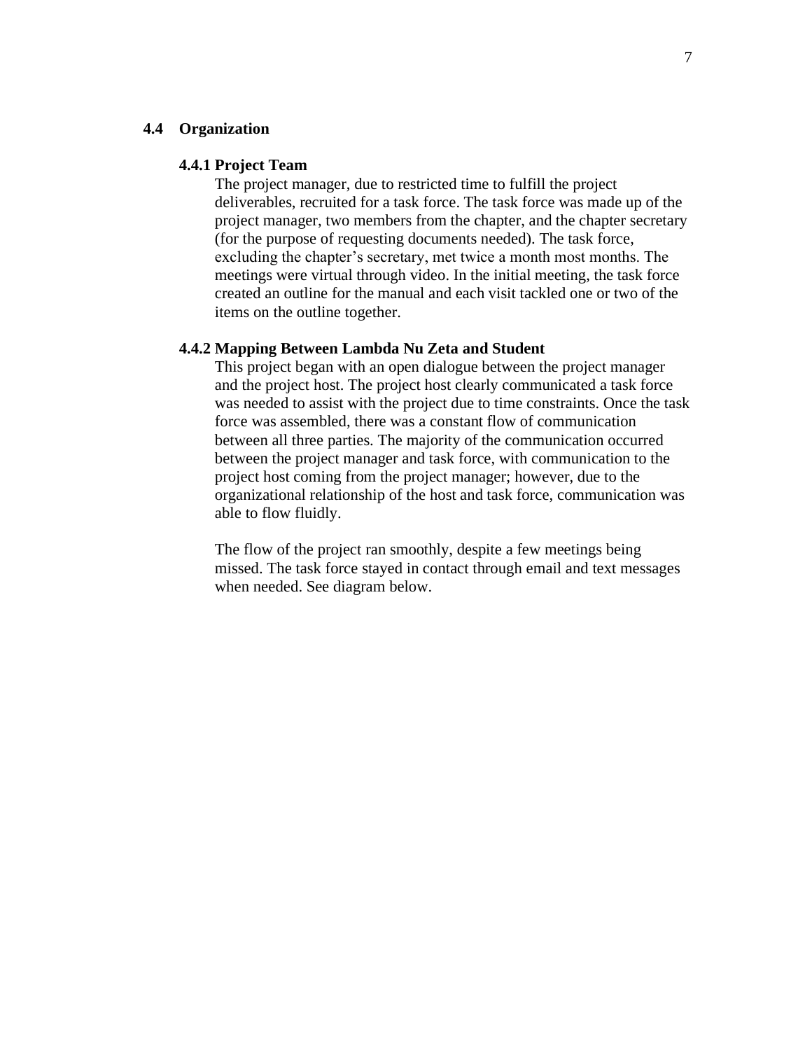## 4.4 Organization

### 4.4.1 Project Team

The project manager, due to restricted time to fulfill the project deliverables, recruited for a task force. The task force was made up of the project manager, two members from the chapter, and the chapter secretary (for the purpose of requesting documents needed). The task force, excluding the chapter's secretary, met twice a month most months. The meetings were virtual through video. In the initial meeting, the task force created an outline for the manual and each visit tackled one or two of the items on the outline together.

### 4.4.2 Mapping Between Lambda Nu Zeta and Student

This project began with an open dialogue between the project manager and the project host. The project host clearly communicated a task force was needed to assist with the project due to time constraints. Once the task force was assembled, there was a constant flow of communication between all three parties. The majority of the communication occurred between the project manager and task force, with communication to the project host coming from the project manager; however, due to the organizational relationship of the host and task force, communication was able to flow fluidly.

The flow of the project ran smoothly, despite a few meetings being missed. The task force stayed in contact through email and text messages when needed. See diagram below.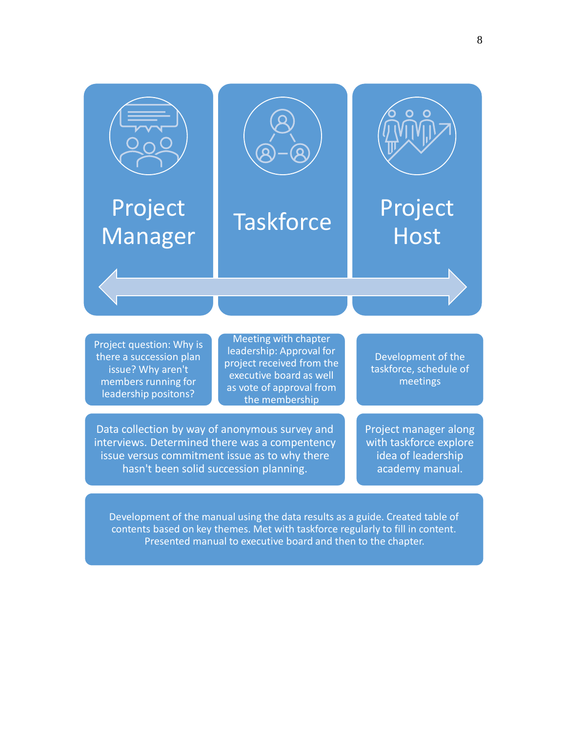Project Manager

Taskforce

Project Host

Project question: Why is there a succession plan issue? Why aren't members running for leadership positons?

Meeting with chapter leadership: Approval for project received from the executive board as well as vote of approval from the membership

Development of the taskforce, schedule of meetings

Data collection by way of anonymous survey and interviews. Determined there was a compentency issue versus commitment issue as to why there hasn't been solid succession planning.

Project manager along with taskforce explore idea of leadership academy manual.

Development of the manual using the data results as a guide. Created table of contents based on key themes. Met with taskforce regularly to fill in content. Presented manual to executive board and then to the chapter.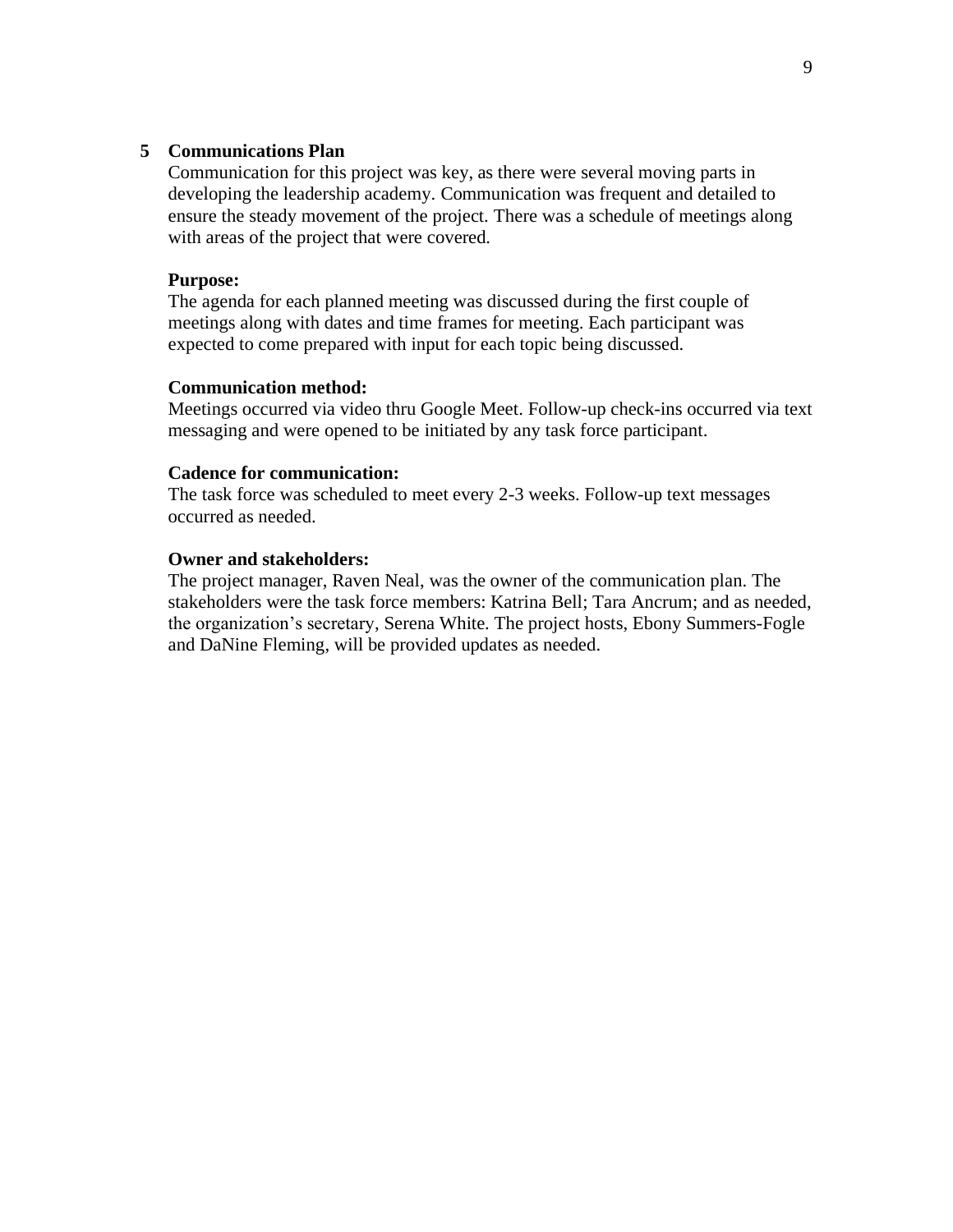## 5 Communications Plan

Communication for this project was key, as there were several moving parts in developing the leadership academy. Communication was frequent and detailed to ensure the steady movement of the project. There was a schedule of meetings along with areas of the project that were covered.

**Purpose:**

The agenda for each planned meeting was discussed during the first couple of meetings along with dates and time frames for meeting. Each participant was expected to come prepared with input for each topic being discussed.

**Communication method:**

Meetings occurred via video thru Google Meet. Follow-up check-ins occurred via text messaging and were opened to be initiated by any task force participant.

**Cadence for communication:**

The task force was scheduled to meet every 2-3 weeks. Follow-up text messages occurred as needed.

**Owner and stakeholders:**

The project manager, Raven Neal, was the owner of the communication plan. The stakeholders were the task force members: Katrina Bell; Tara Ancrum; and as needed, the organization's secretary, Serena White. The project hosts, Ebony Summers-Fogle and DaNine Fleming, will be provided updates as needed.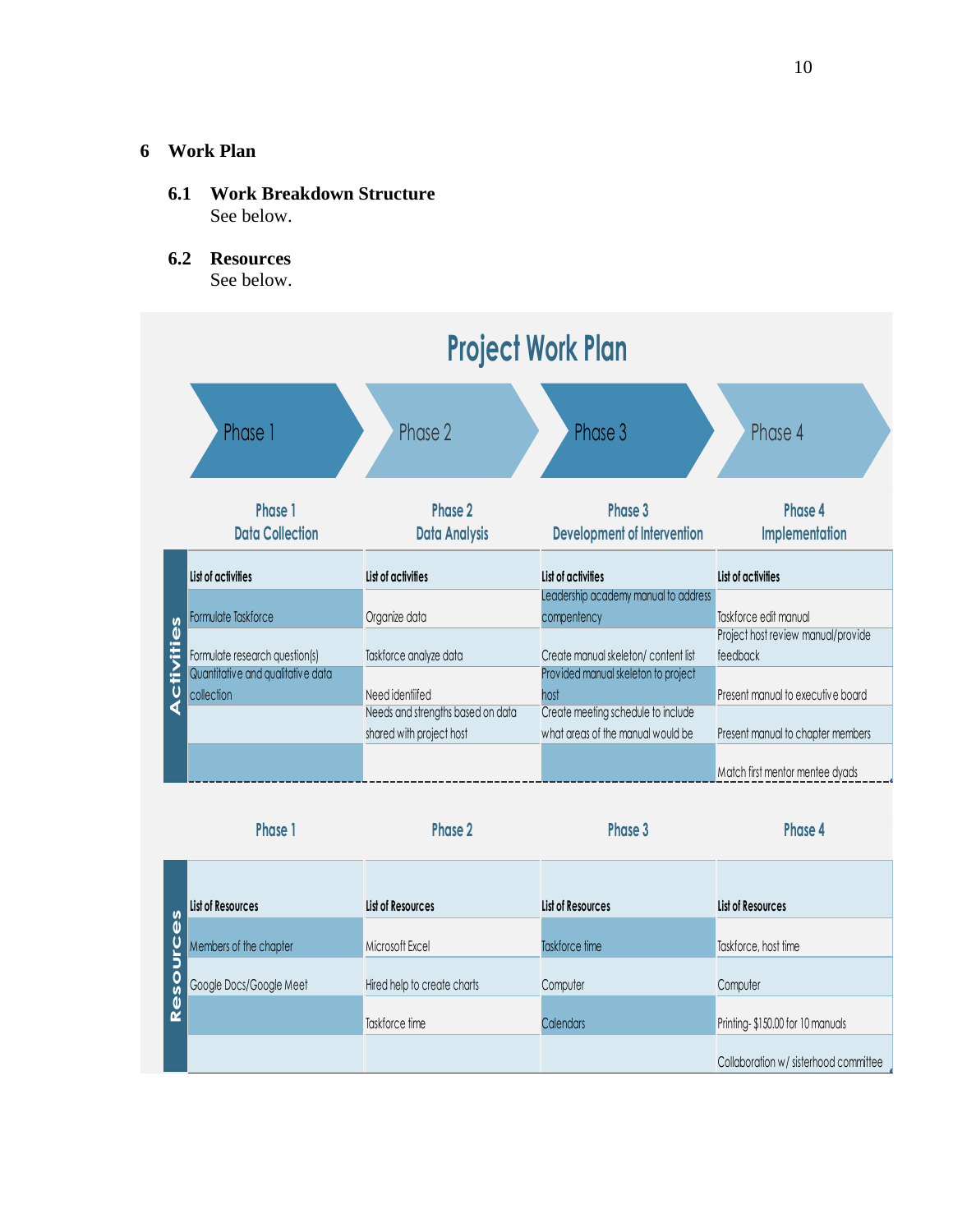# 6 Work Plan

## 6.1 Work Breakdown Structure

See below.

## 6.2 Resources

See below.

### Project Work Plan

Phase 1 → Phase 2 → Phase 3 → Phase 4

**Activities**

| Phase 1<br>Data Collection | Phase 2<br>Data Analysis | Phase 3<br>Development of Intervention | Phase 4<br>Implementation |
|---|---|---|---|
| List of activities | List of activities | List of activities | List of activities |
| Formulate Taskforce | Organize data | Leadership academy manual to address compentency | Taskforce edit manual |
| Formulate research question(s) | Taskforce analyze data | Create manual skeleton/ content list | Project host review manual/provide feedback |
| Quantitative and qualitative data collection | Need identiifed | Provided manual skeleton to project host | Present manual to executive board |
| | Needs and strengths based on data shared with project host | Create meeting schedule to include what areas of the manual would be | Present manual to chapter members |
| | | | Match first mentor mentee dyads |

**Resources**

| Phase 1 | Phase 2 | Phase 3 | Phase 4 |
|---|---|---|---|
| List of Resources | List of Resources | List of Resources | List of Resources |
| Members of the chapter | Microsoft Excel | Taskforce time | Taskforce, host time |
| Google Docs/Google Meet | Hired help to create charts | Computer | Computer |
| | Taskforce time | Calendars | Printing- $150.00 for 10 manuals |
| | | | Collaboration w/ sisterhood committee |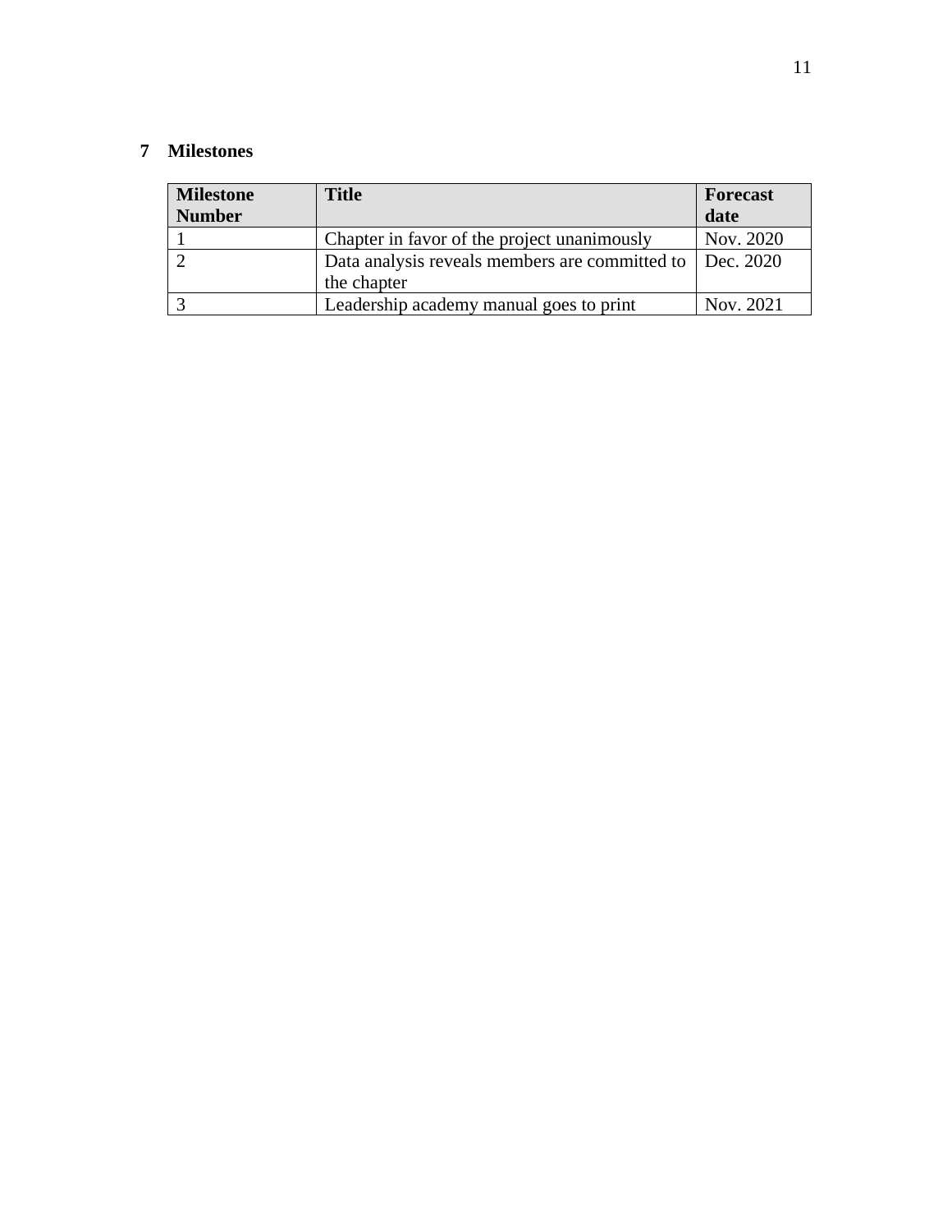## 7 Milestones

| Milestone Number | Title | Forecast date |
|---|---|---|
| 1 | Chapter in favor of the project unanimously | Nov. 2020 |
| 2 | Data analysis reveals members are committed to the chapter | Dec. 2020 |
| 3 | Leadership academy manual goes to print | Nov. 2021 |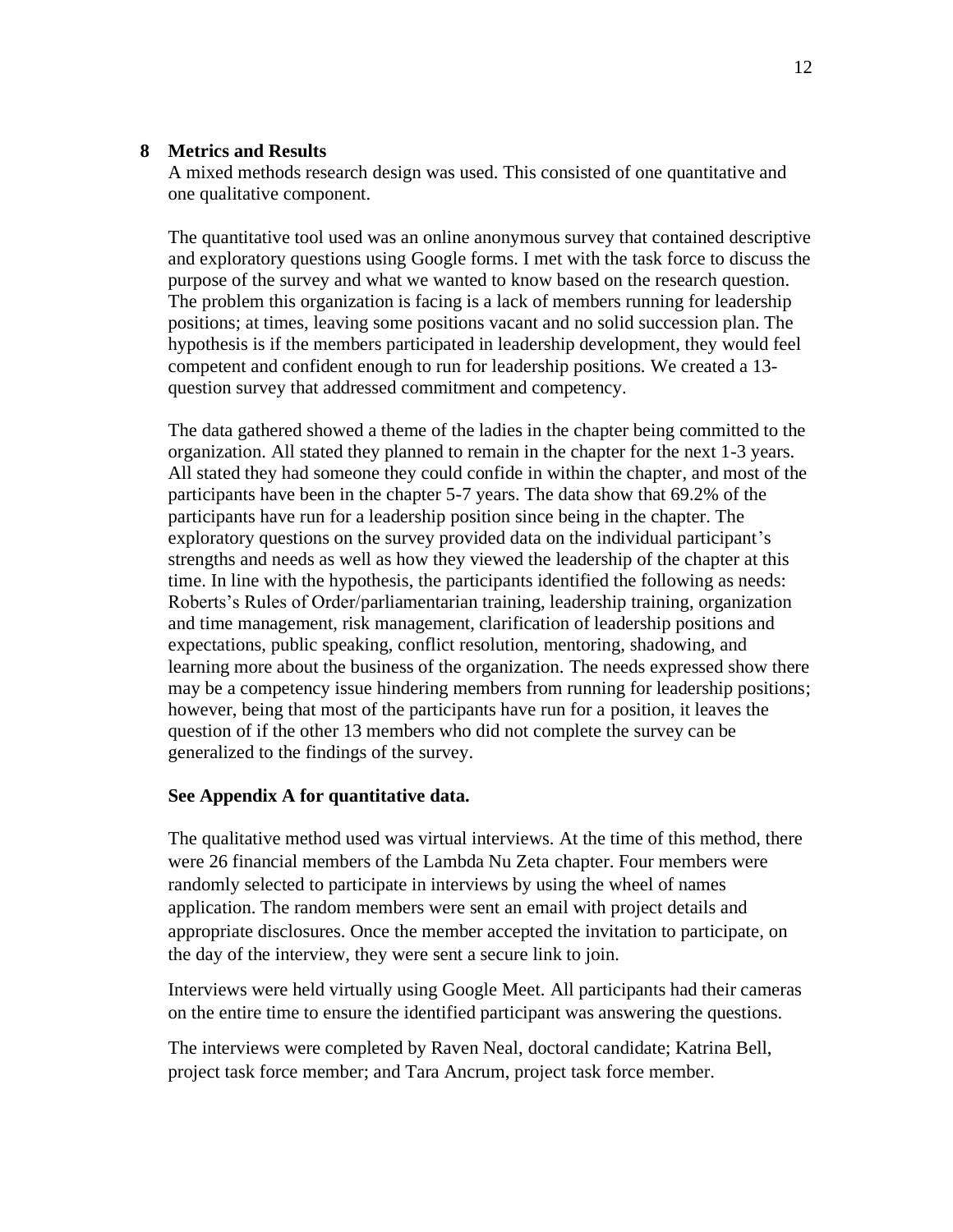## 8 Metrics and Results

A mixed methods research design was used. This consisted of one quantitative and one qualitative component.

The quantitative tool used was an online anonymous survey that contained descriptive and exploratory questions using Google forms. I met with the task force to discuss the purpose of the survey and what we wanted to know based on the research question. The problem this organization is facing is a lack of members running for leadership positions; at times, leaving some positions vacant and no solid succession plan. The hypothesis is if the members participated in leadership development, they would feel competent and confident enough to run for leadership positions. We created a 13-question survey that addressed commitment and competency.

The data gathered showed a theme of the ladies in the chapter being committed to the organization. All stated they planned to remain in the chapter for the next 1-3 years. All stated they had someone they could confide in within the chapter, and most of the participants have been in the chapter 5-7 years. The data show that 69.2% of the participants have run for a leadership position since being in the chapter. The exploratory questions on the survey provided data on the individual participant's strengths and needs as well as how they viewed the leadership of the chapter at this time. In line with the hypothesis, the participants identified the following as needs: Roberts's Rules of Order/parliamentarian training, leadership training, organization and time management, risk management, clarification of leadership positions and expectations, public speaking, conflict resolution, mentoring, shadowing, and learning more about the business of the organization. The needs expressed show there may be a competency issue hindering members from running for leadership positions; however, being that most of the participants have run for a position, it leaves the question of if the other 13 members who did not complete the survey can be generalized to the findings of the survey.

**See Appendix A for quantitative data.**

The qualitative method used was virtual interviews. At the time of this method, there were 26 financial members of the Lambda Nu Zeta chapter. Four members were randomly selected to participate in interviews by using the wheel of names application. The random members were sent an email with project details and appropriate disclosures. Once the member accepted the invitation to participate, on the day of the interview, they were sent a secure link to join.

Interviews were held virtually using Google Meet. All participants had their cameras on the entire time to ensure the identified participant was answering the questions.

The interviews were completed by Raven Neal, doctoral candidate; Katrina Bell, project task force member; and Tara Ancrum, project task force member.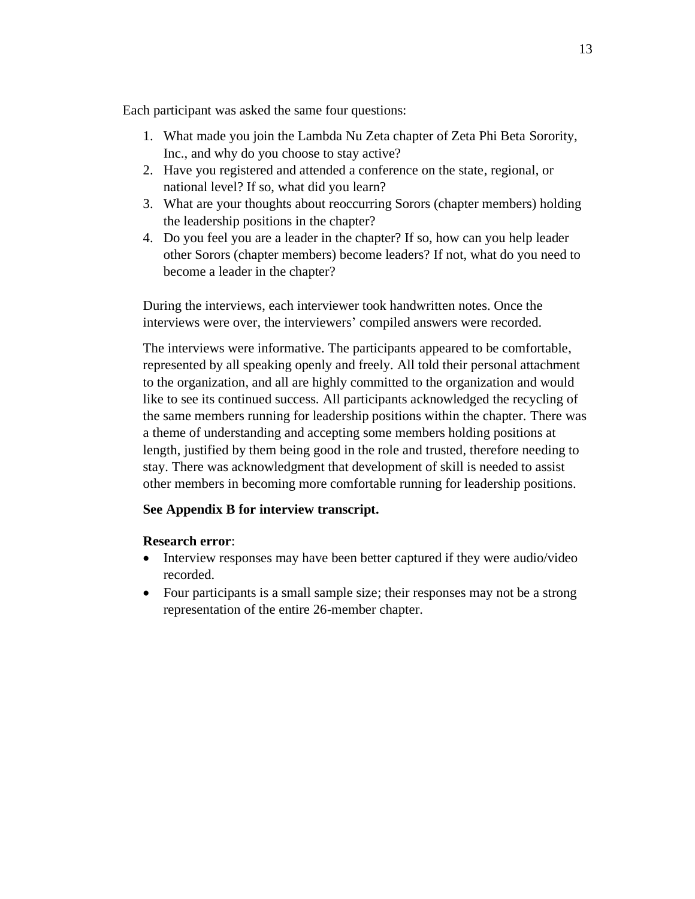Each participant was asked the same four questions:

1. What made you join the Lambda Nu Zeta chapter of Zeta Phi Beta Sorority, Inc., and why do you choose to stay active?
2. Have you registered and attended a conference on the state, regional, or national level? If so, what did you learn?
3. What are your thoughts about reoccurring Sorors (chapter members) holding the leadership positions in the chapter?
4. Do you feel you are a leader in the chapter? If so, how can you help leader other Sorors (chapter members) become leaders? If not, what do you need to become a leader in the chapter?

During the interviews, each interviewer took handwritten notes. Once the interviews were over, the interviewers' compiled answers were recorded.

The interviews were informative. The participants appeared to be comfortable, represented by all speaking openly and freely. All told their personal attachment to the organization, and all are highly committed to the organization and would like to see its continued success. All participants acknowledged the recycling of the same members running for leadership positions within the chapter. There was a theme of understanding and accepting some members holding positions at length, justified by them being good in the role and trusted, therefore needing to stay. There was acknowledgment that development of skill is needed to assist other members in becoming more comfortable running for leadership positions.

**See Appendix B for interview transcript.**

**Research error**:

- Interview responses may have been better captured if they were audio/video recorded.
- Four participants is a small sample size; their responses may not be a strong representation of the entire 26-member chapter.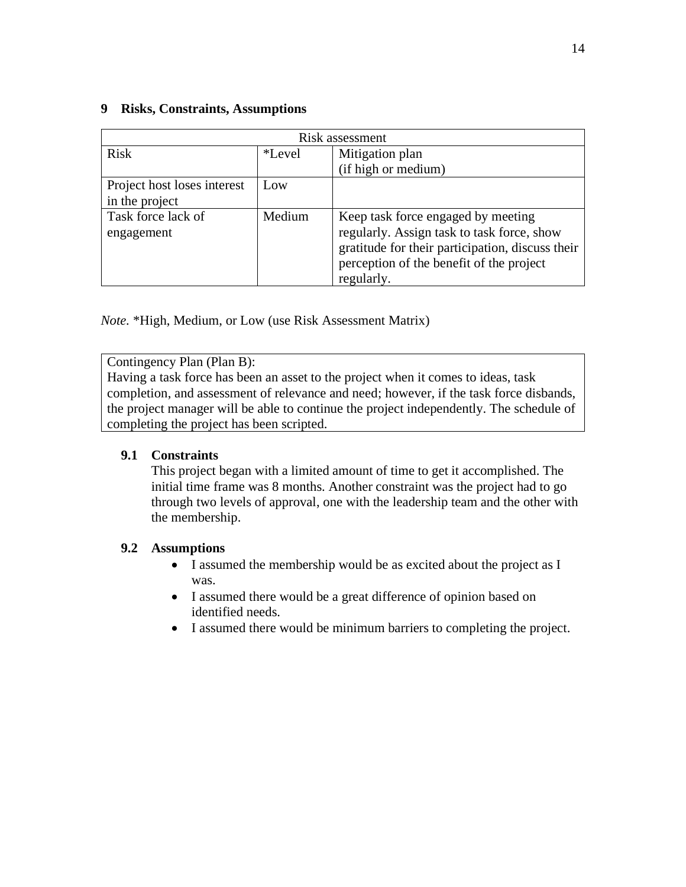## 9 Risks, Constraints, Assumptions

| Risk assessment | | |
|---|---|---|
| Risk | *Level | Mitigation plan (if high or medium) |
| Project host loses interest in the project | Low | |
| Task force lack of engagement | Medium | Keep task force engaged by meeting regularly. Assign task to task force, show gratitude for their participation, discuss their perception of the benefit of the project regularly. |

*Note.* *High, Medium, or Low (use Risk Assessment Matrix)

| Contingency Plan (Plan B): |
|---|
| Having a task force has been an asset to the project when it comes to ideas, task completion, and assessment of relevance and need; however, if the task force disbands, the project manager will be able to continue the project independently. The schedule of completing the project has been scripted. |

### 9.1 Constraints

This project began with a limited amount of time to get it accomplished. The initial time frame was 8 months. Another constraint was the project had to go through two levels of approval, one with the leadership team and the other with the membership.

### 9.2 Assumptions

- I assumed the membership would be as excited about the project as I was.
- I assumed there would be a great difference of opinion based on identified needs.
- I assumed there would be minimum barriers to completing the project.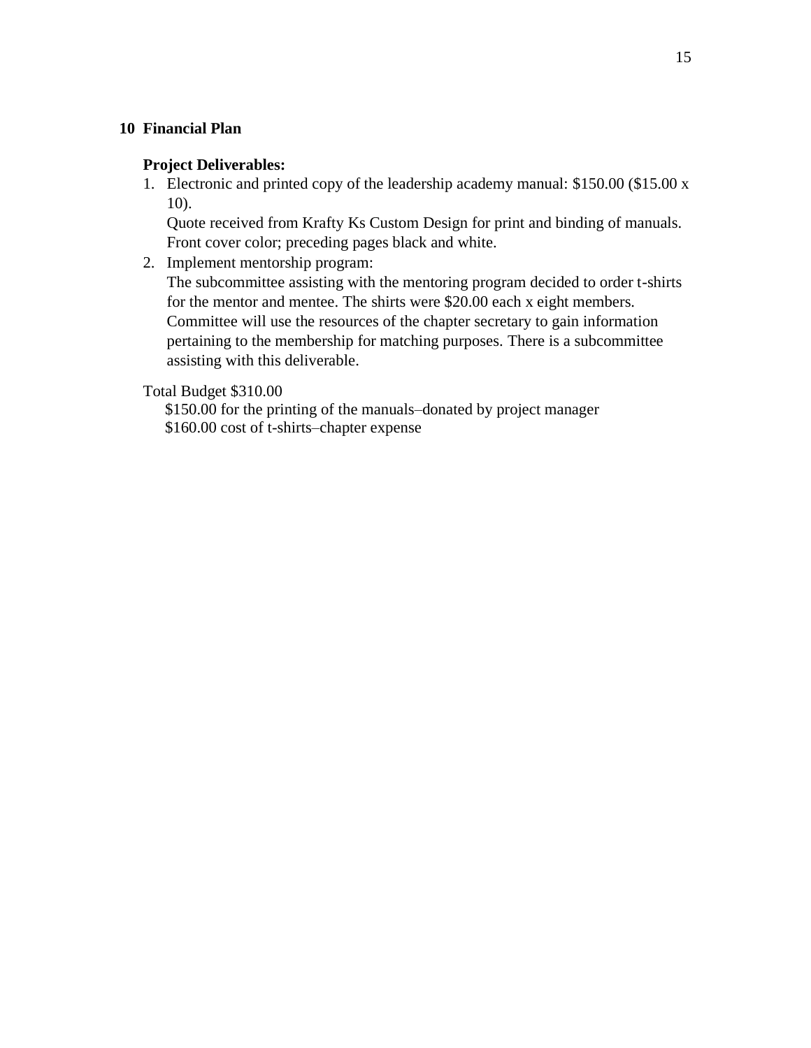## 10 Financial Plan

**Project Deliverables:**

1. Electronic and printed copy of the leadership academy manual: $150.00 ($15.00 x 10).
   Quote received from Krafty Ks Custom Design for print and binding of manuals. Front cover color; preceding pages black and white.
2. Implement mentorship program:
   The subcommittee assisting with the mentoring program decided to order t-shirts for the mentor and mentee. The shirts were $20.00 each x eight members. Committee will use the resources of the chapter secretary to gain information pertaining to the membership for matching purposes. There is a subcommittee assisting with this deliverable.

Total Budget $310.00

$150.00 for the printing of the manuals–donated by project manager

$160.00 cost of t-shirts–chapter expense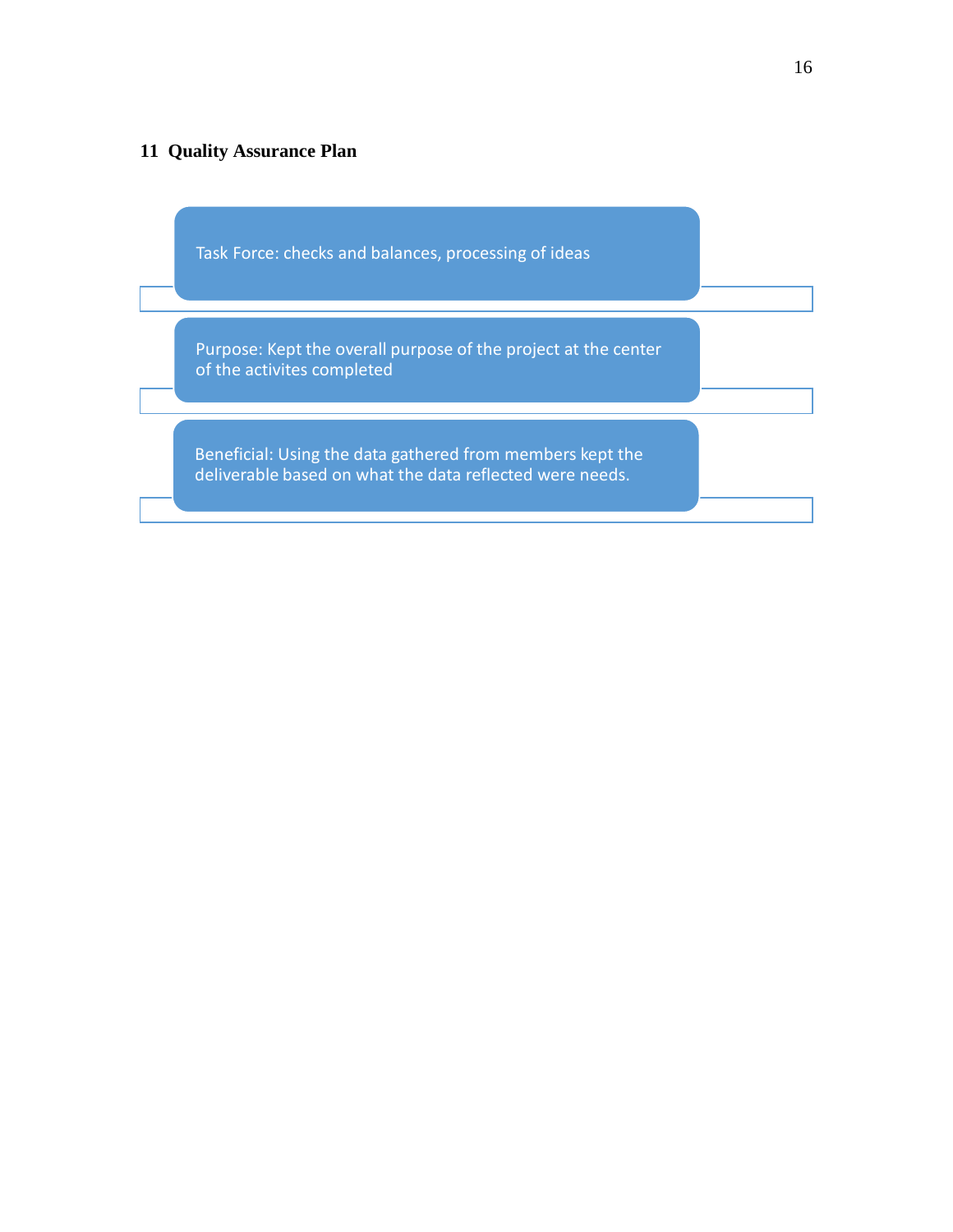## 11 Quality Assurance Plan

Task Force: checks and balances, processing of ideas

Purpose: Kept the overall purpose of the project at the center of the activites completed

Beneficial: Using the data gathered from members kept the deliverable based on what the data reflected were needs.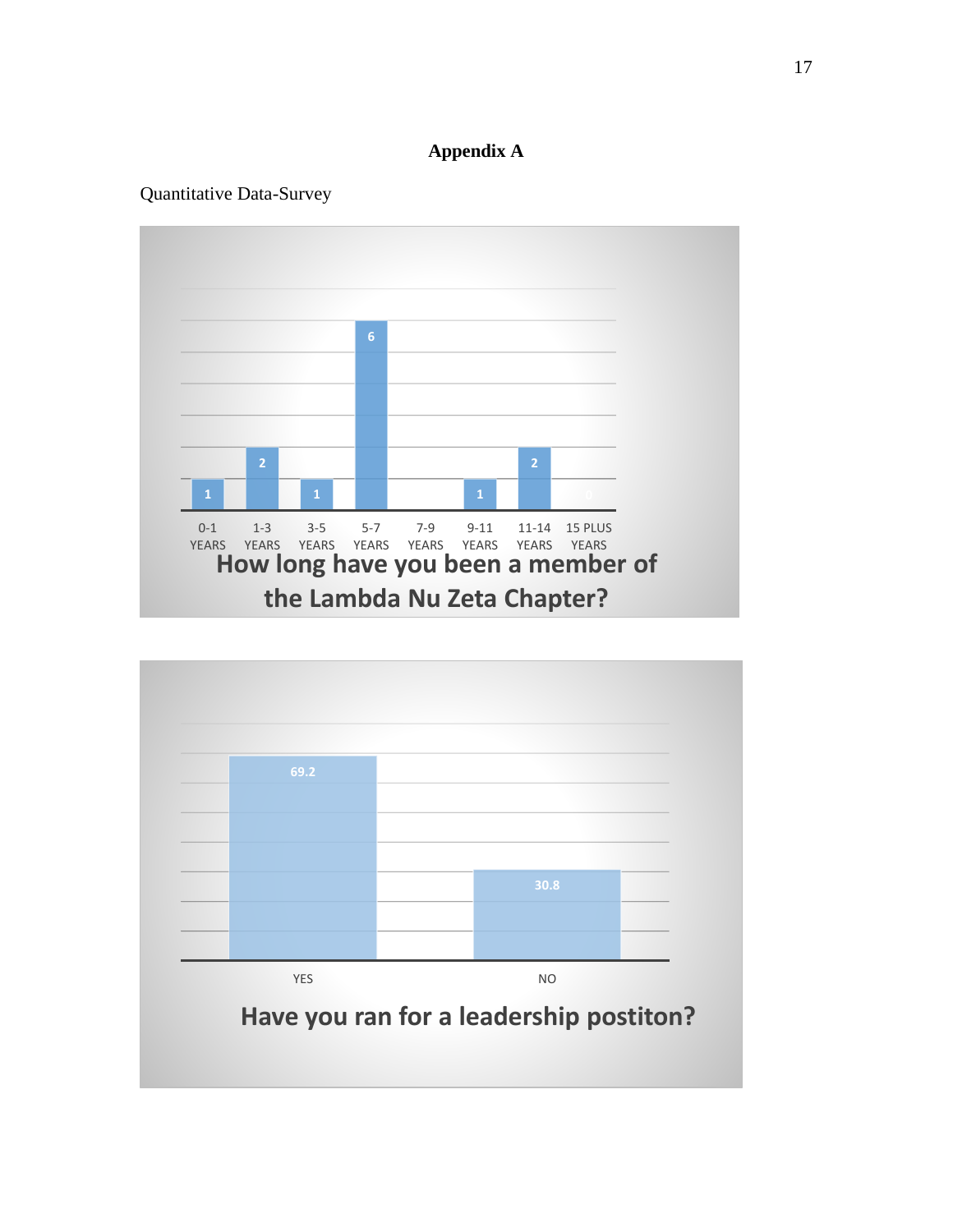# Appendix A

Quantitative Data-Survey

**How long have you been a member of the Lambda Nu Zeta Chapter?**

| 0-1 YEARS | 1-3 YEARS | 3-5 YEARS | 5-7 YEARS | 7-9 YEARS | 9-11 YEARS | 11-14 YEARS | 15 PLUS YEARS |
|---|---|---|---|---|---|---|---|
| 1 | 2 | 1 | 6 | | 1 | 2 | 0 |

**Have you ran for a leadership postiton?**

| YES | NO |
|---|---|
| 69.2 | 30.8 |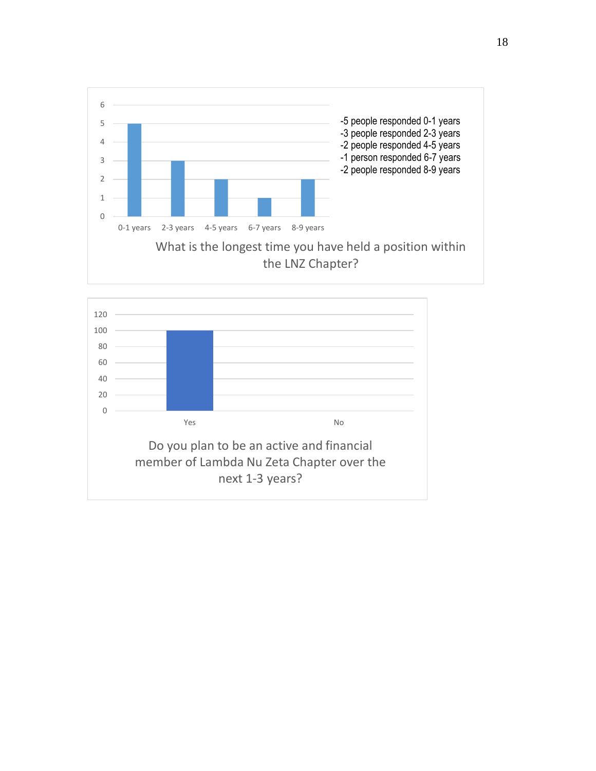| 0-1 years | 2-3 years | 4-5 years | 6-7 years | 8-9 years |
|---|---|---|---|---|
| 5 | 3 | 2 | 1 | 2 |

-5 people responded 0-1 years
-3 people responded 2-3 years
-2 people responded 4-5 years
-1 person responded 6-7 years
-2 people responded 8-9 years

What is the longest time you have held a position within the LNZ Chapter?

| Yes | No |
|---|---|
| 100 | 0 |

Do you plan to be an active and financial member of Lambda Nu Zeta Chapter over the next 1-3 years?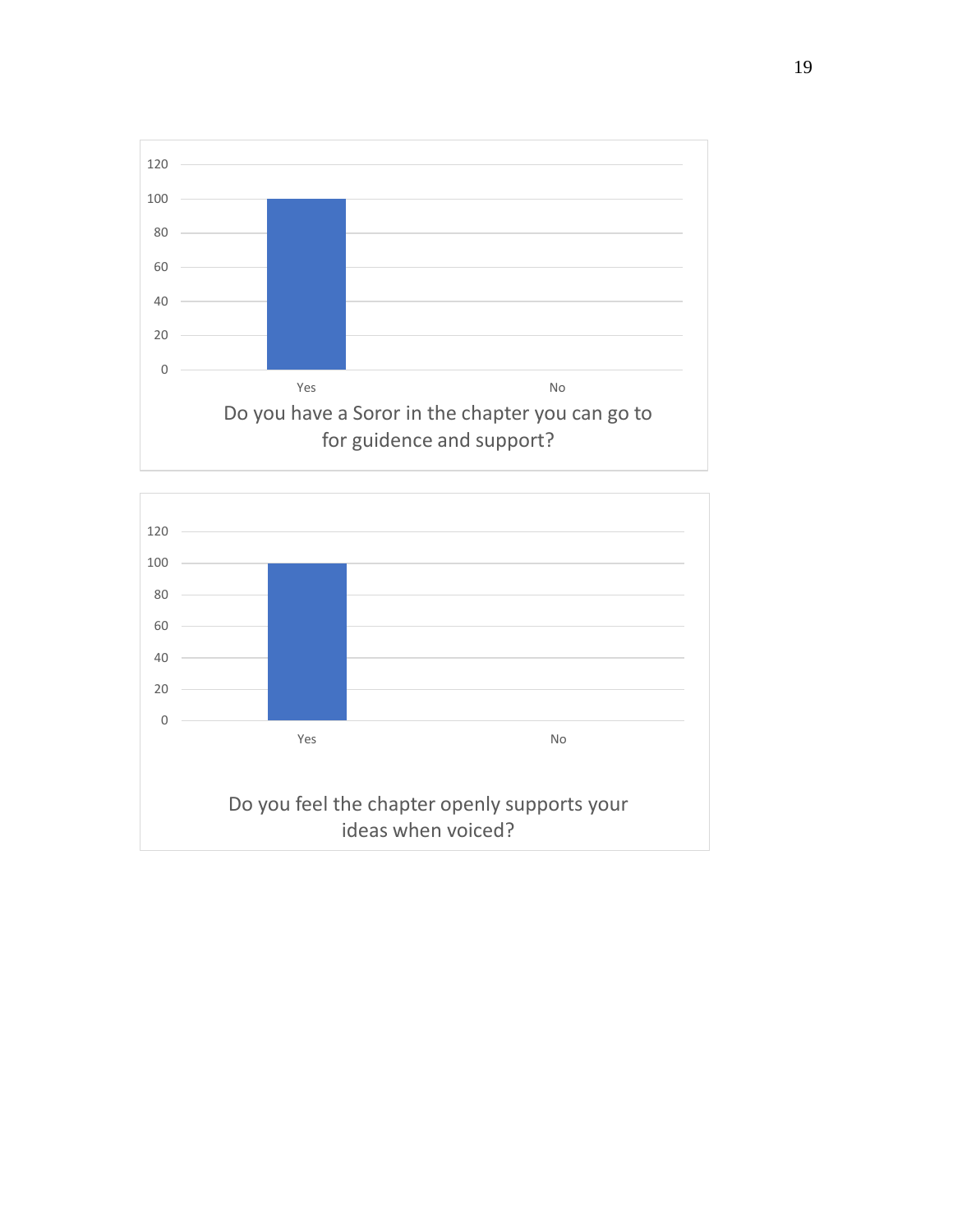| | Yes | No |
|---|---|---|
| Do you have a Soror in the chapter you can go to for guidance and support? | 100 | 0 |

Do you have a Soror in the chapter you can go to for guidance and support?

| | Yes | No |
|---|---|---|
| Do you feel the chapter openly supports your ideas when voiced? | 100 | 0 |

Do you feel the chapter openly supports your ideas when voiced?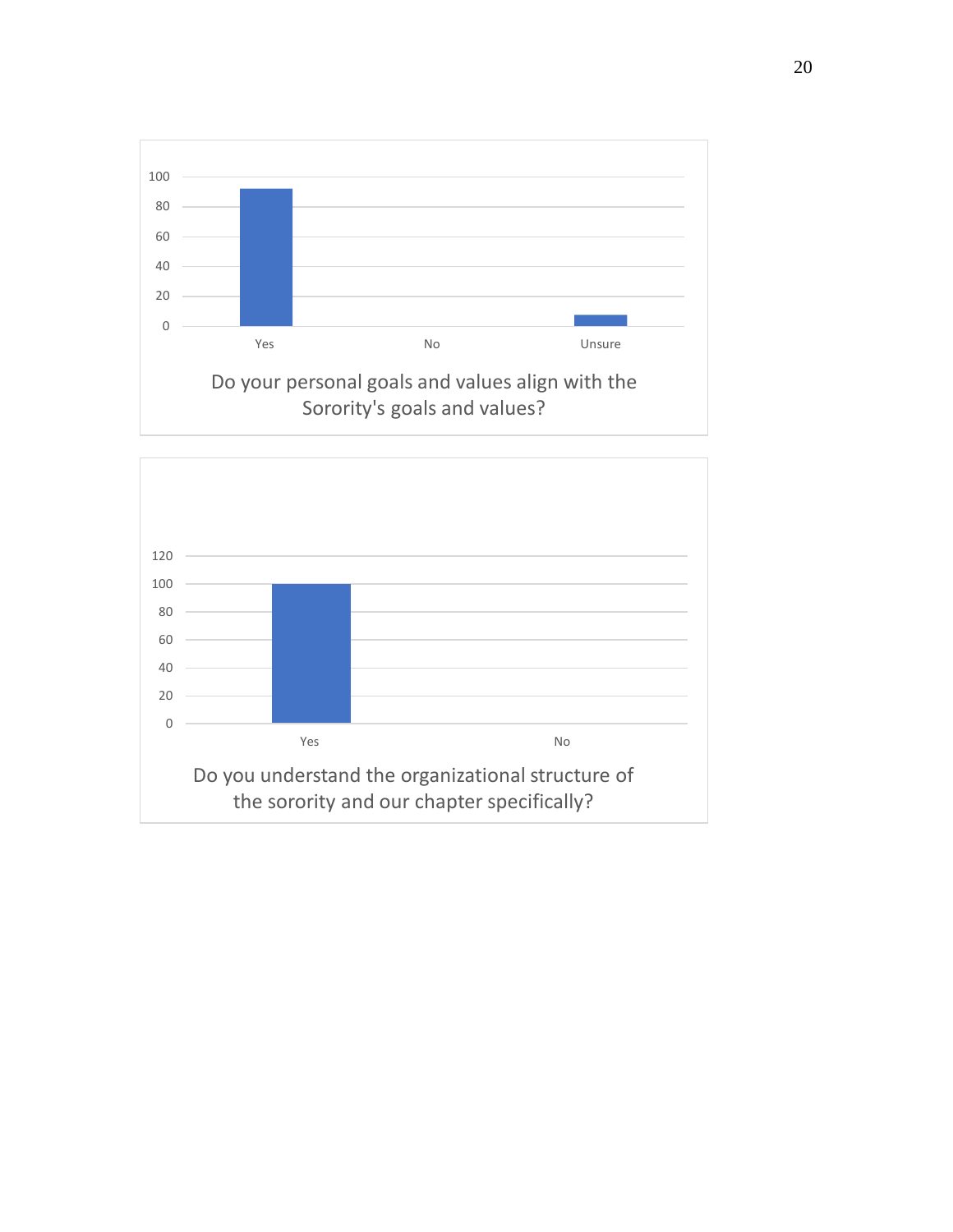100
80
60
40
20
0

Yes No Unsure

Do your personal goals and values align with the Sorority's goals and values?

120
100
80
60
40
20
0

Yes No

Do you understand the organizational structure of the sorority and our chapter specifically?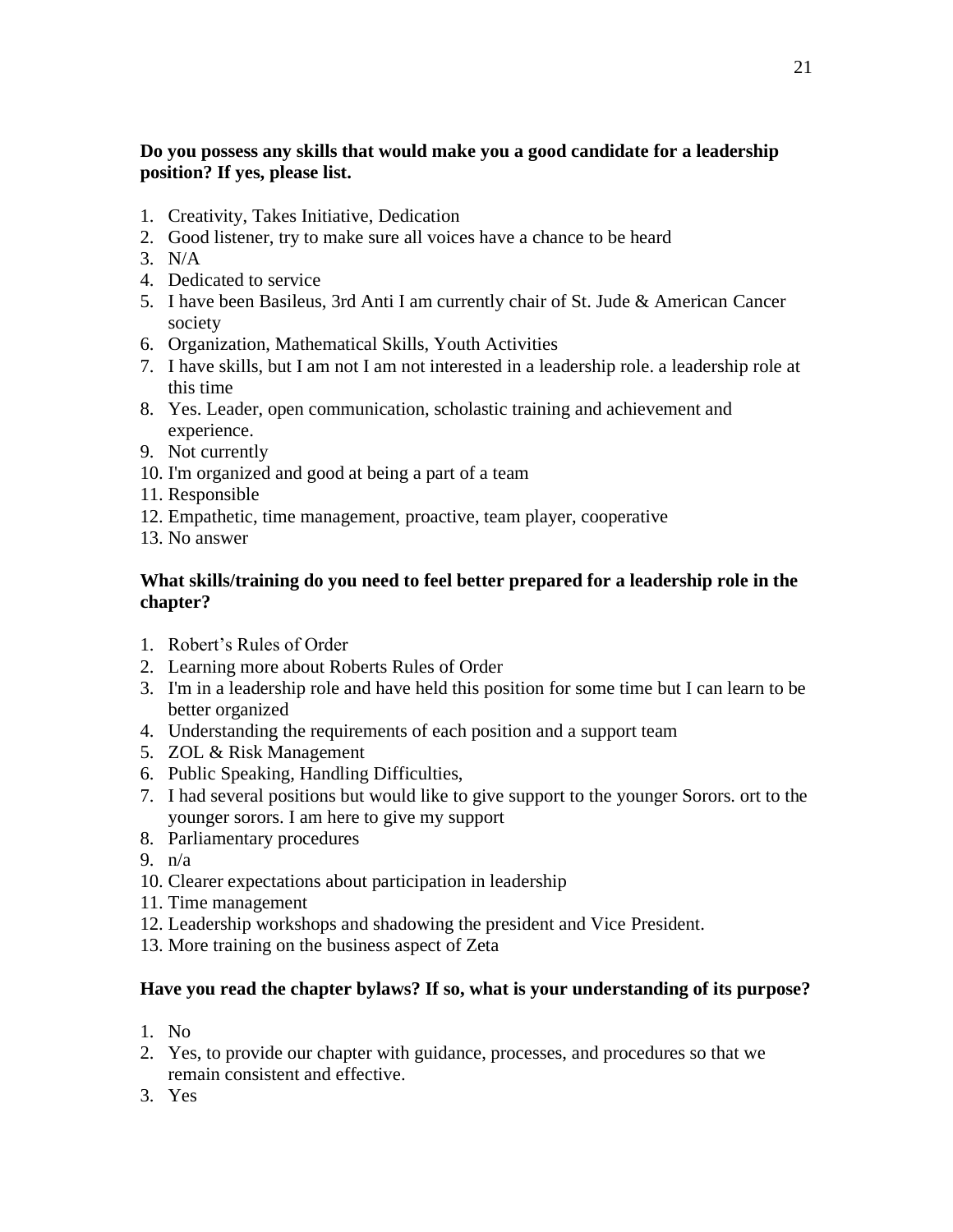**Do you possess any skills that would make you a good candidate for a leadership position? If yes, please list.**

1. Creativity, Takes Initiative, Dedication
2. Good listener, try to make sure all voices have a chance to be heard
3. N/A
4. Dedicated to service
5. I have been Basileus, 3rd Anti I am currently chair of St. Jude & American Cancer society
6. Organization, Mathematical Skills, Youth Activities
7. I have skills, but I am not I am not interested in a leadership role. a leadership role at this time
8. Yes. Leader, open communication, scholastic training and achievement and experience.
9. Not currently
10. I'm organized and good at being a part of a team
11. Responsible
12. Empathetic, time management, proactive, team player, cooperative
13. No answer

**What skills/training do you need to feel better prepared for a leadership role in the chapter?**

1. Robert's Rules of Order
2. Learning more about Roberts Rules of Order
3. I'm in a leadership role and have held this position for some time but I can learn to be better organized
4. Understanding the requirements of each position and a support team
5. ZOL & Risk Management
6. Public Speaking, Handling Difficulties,
7. I had several positions but would like to give support to the younger Sorors. ort to the younger sorors. I am here to give my support
8. Parliamentary procedures
9. n/a
10. Clearer expectations about participation in leadership
11. Time management
12. Leadership workshops and shadowing the president and Vice President.
13. More training on the business aspect of Zeta

**Have you read the chapter bylaws? If so, what is your understanding of its purpose?**

1. No
2. Yes, to provide our chapter with guidance, processes, and procedures so that we remain consistent and effective.
3. Yes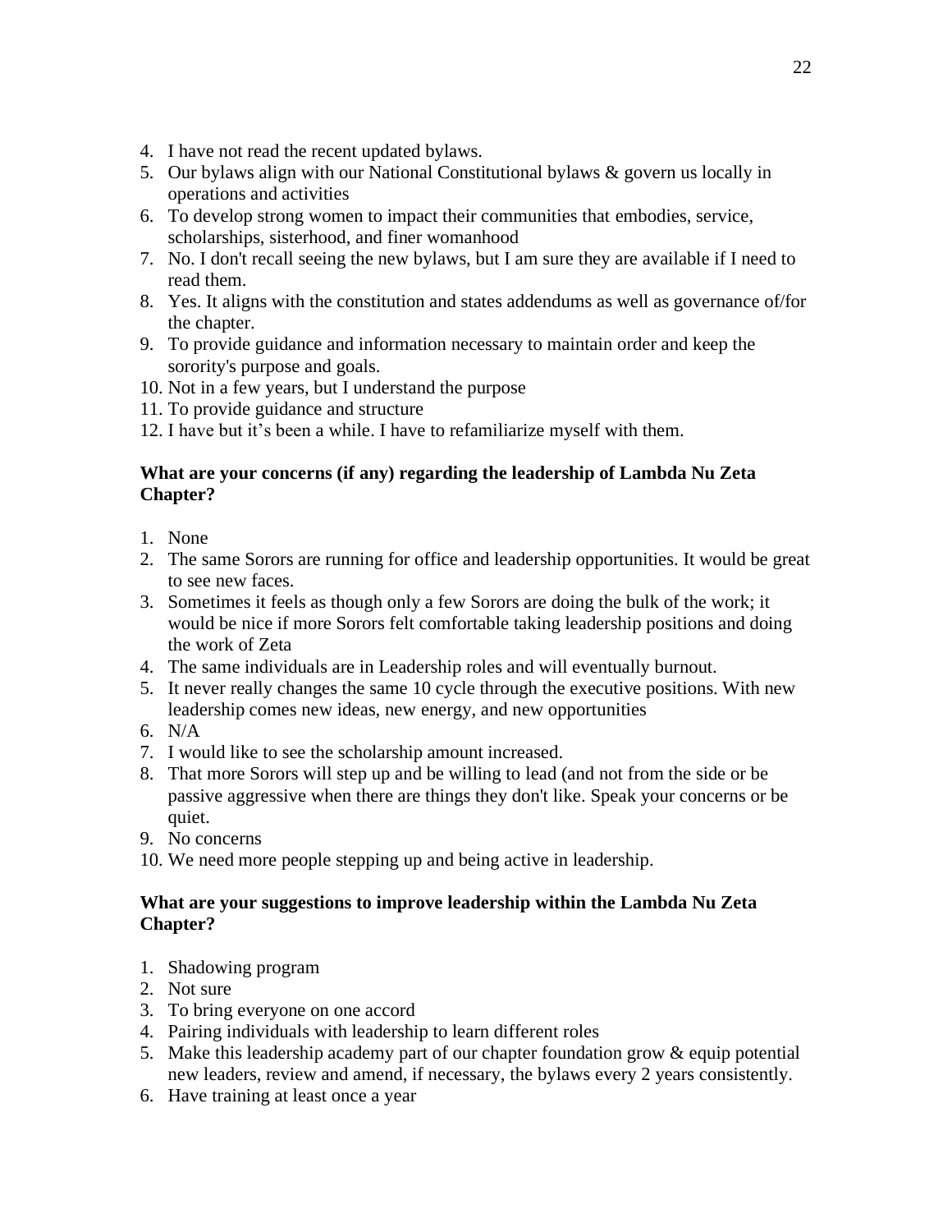4. I have not read the recent updated bylaws.
5. Our bylaws align with our National Constitutional bylaws & govern us locally in operations and activities
6. To develop strong women to impact their communities that embodies, service, scholarships, sisterhood, and finer womanhood
7. No. I don't recall seeing the new bylaws, but I am sure they are available if I need to read them.
8. Yes. It aligns with the constitution and states addendums as well as governance of/for the chapter.
9. To provide guidance and information necessary to maintain order and keep the sorority's purpose and goals.
10. Not in a few years, but I understand the purpose
11. To provide guidance and structure
12. I have but it's been a while. I have to refamiliarize myself with them.

**What are your concerns (if any) regarding the leadership of Lambda Nu Zeta Chapter?**

1. None
2. The same Sorors are running for office and leadership opportunities. It would be great to see new faces.
3. Sometimes it feels as though only a few Sorors are doing the bulk of the work; it would be nice if more Sorors felt comfortable taking leadership positions and doing the work of Zeta
4. The same individuals are in Leadership roles and will eventually burnout.
5. It never really changes the same 10 cycle through the executive positions. With new leadership comes new ideas, new energy, and new opportunities
6. N/A
7. I would like to see the scholarship amount increased.
8. That more Sorors will step up and be willing to lead (and not from the side or be passive aggressive when there are things they don't like. Speak your concerns or be quiet.
9. No concerns
10. We need more people stepping up and being active in leadership.

**What are your suggestions to improve leadership within the Lambda Nu Zeta Chapter?**

1. Shadowing program
2. Not sure
3. To bring everyone on one accord
4. Pairing individuals with leadership to learn different roles
5. Make this leadership academy part of our chapter foundation grow & equip potential new leaders, review and amend, if necessary, the bylaws every 2 years consistently.
6. Have training at least once a year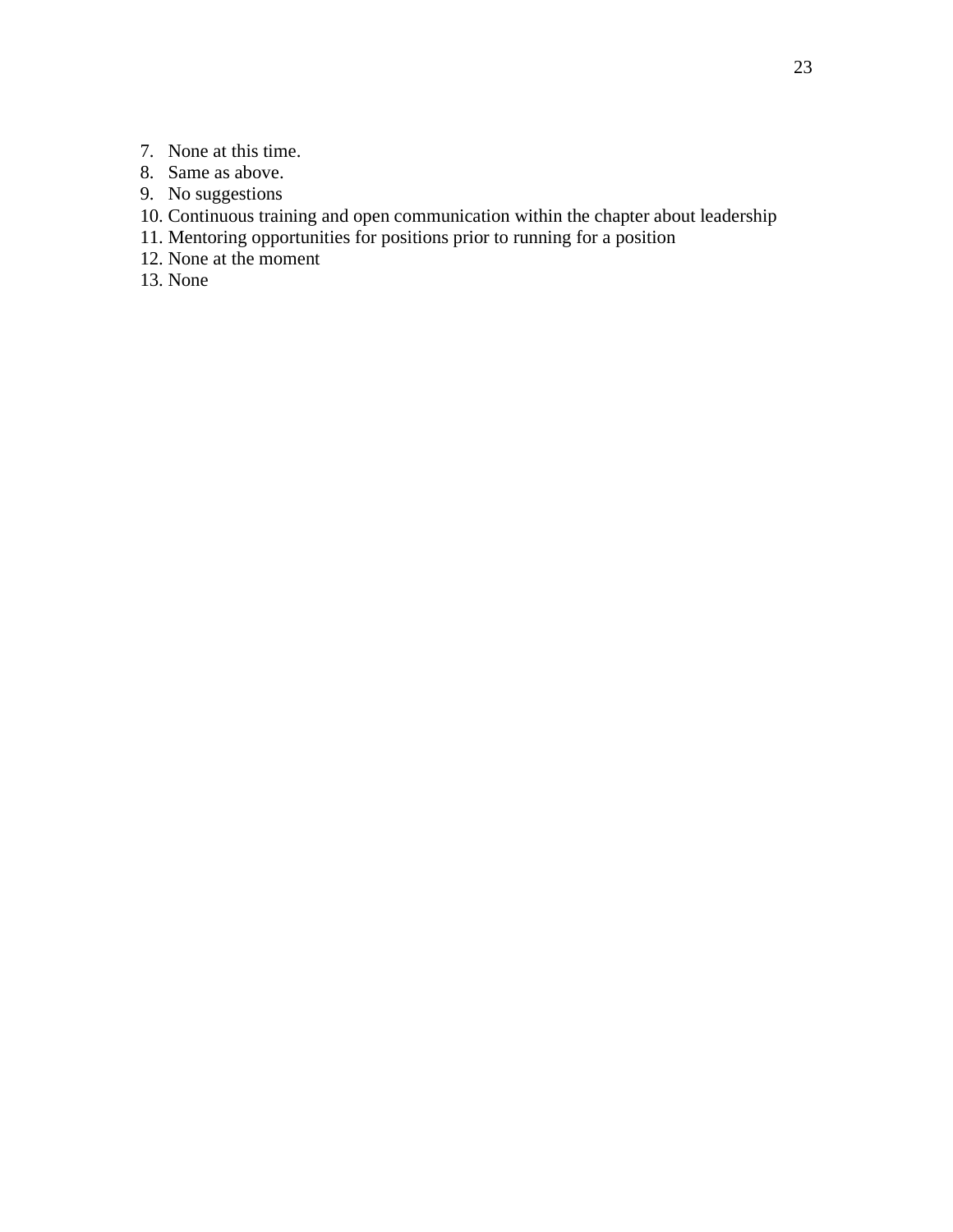7. None at this time.
8. Same as above.
9. No suggestions
10. Continuous training and open communication within the chapter about leadership
11. Mentoring opportunities for positions prior to running for a position
12. None at the moment
13. None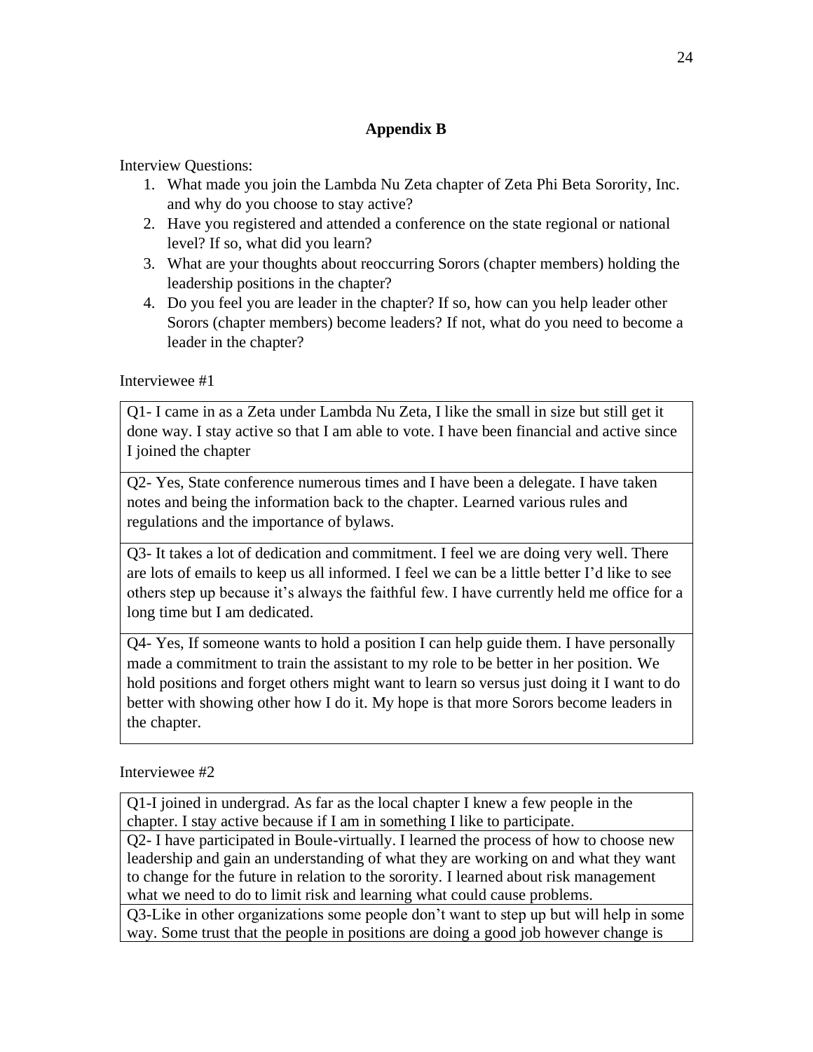## Appendix B

Interview Questions:

1. What made you join the Lambda Nu Zeta chapter of Zeta Phi Beta Sorority, Inc. and why do you choose to stay active?
2. Have you registered and attended a conference on the state regional or national level? If so, what did you learn?
3. What are your thoughts about reoccurring Sorors (chapter members) holding the leadership positions in the chapter?
4. Do you feel you are leader in the chapter? If so, how can you help leader other Sorors (chapter members) become leaders? If not, what do you need to become a leader in the chapter?

Interviewee #1

| |
|---|
| Q1- I came in as a Zeta under Lambda Nu Zeta, I like the small in size but still get it done way. I stay active so that I am able to vote. I have been financial and active since I joined the chapter |
| Q2- Yes, State conference numerous times and I have been a delegate. I have taken notes and being the information back to the chapter. Learned various rules and regulations and the importance of bylaws. |
| Q3- It takes a lot of dedication and commitment. I feel we are doing very well. There are lots of emails to keep us all informed. I feel we can be a little better I'd like to see others step up because it's always the faithful few. I have currently held me office for a long time but I am dedicated. |
| Q4- Yes, If someone wants to hold a position I can help guide them. I have personally made a commitment to train the assistant to my role to be better in her position. We hold positions and forget others might want to learn so versus just doing it I want to do better with showing other how I do it. My hope is that more Sorors become leaders in the chapter. |

Interviewee #2

| |
|---|
| Q1-I joined in undergrad. As far as the local chapter I knew a few people in the chapter. I stay active because if I am in something I like to participate. |
| Q2- I have participated in Boule-virtually. I learned the process of how to choose new leadership and gain an understanding of what they are working on and what they want to change for the future in relation to the sorority. I learned about risk management what we need to do to limit risk and learning what could cause problems. |
| Q3-Like in other organizations some people don't want to step up but will help in some way. Some trust that the people in positions are doing a good job however change is |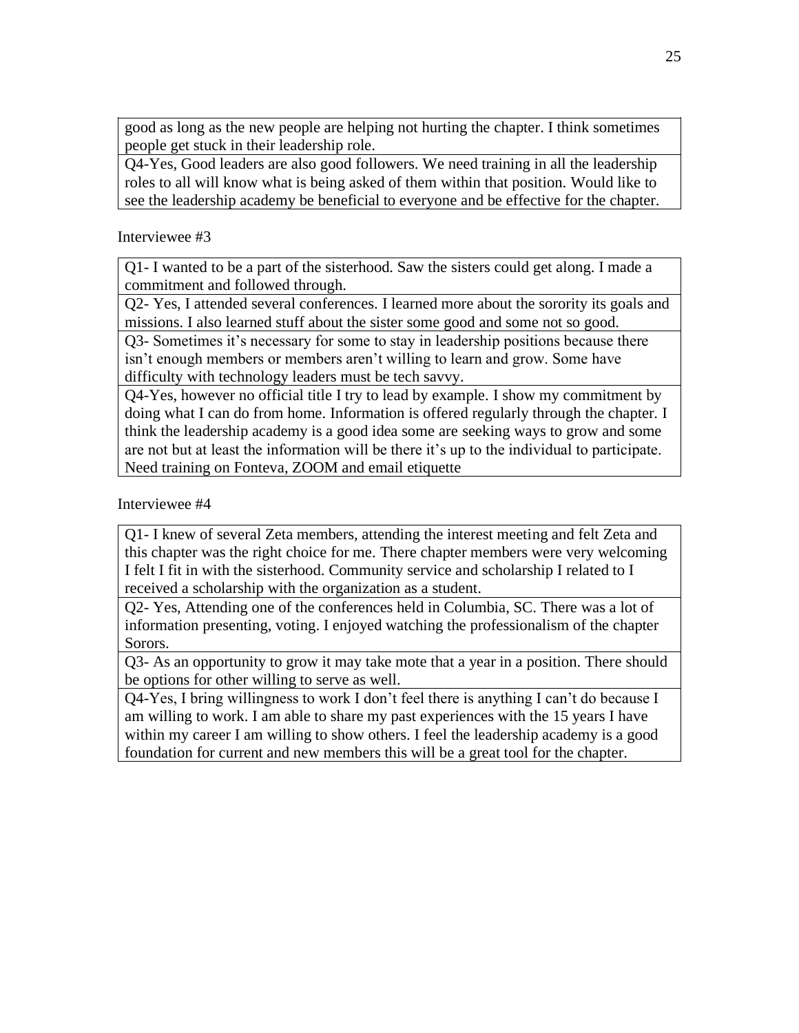| |
|---|
| good as long as the new people are helping not hurting the chapter. I think sometimes people get stuck in their leadership role. |
| Q4-Yes, Good leaders are also good followers. We need training in all the leadership roles to all will know what is being asked of them within that position. Would like to see the leadership academy be beneficial to everyone and be effective for the chapter. |

Interviewee #3

| |
|---|
| Q1- I wanted to be a part of the sisterhood. Saw the sisters could get along. I made a commitment and followed through. |
| Q2- Yes, I attended several conferences. I learned more about the sorority its goals and missions. I also learned stuff about the sister some good and some not so good. |
| Q3- Sometimes it's necessary for some to stay in leadership positions because there isn't enough members or members aren't willing to learn and grow. Some have difficulty with technology leaders must be tech savvy. |
| Q4-Yes, however no official title I try to lead by example. I show my commitment by doing what I can do from home. Information is offered regularly through the chapter. I think the leadership academy is a good idea some are seeking ways to grow and some are not but at least the information will be there it's up to the individual to participate. Need training on Fonteva, ZOOM and email etiquette |

Interviewee #4

| |
|---|
| Q1- I knew of several Zeta members, attending the interest meeting and felt Zeta and this chapter was the right choice for me. There chapter members were very welcoming I felt I fit in with the sisterhood. Community service and scholarship I related to I received a scholarship with the organization as a student. |
| Q2- Yes, Attending one of the conferences held in Columbia, SC. There was a lot of information presenting, voting. I enjoyed watching the professionalism of the chapter Sorors. |
| Q3- As an opportunity to grow it may take mote that a year in a position. There should be options for other willing to serve as well. |
| Q4-Yes, I bring willingness to work I don't feel there is anything I can't do because I am willing to work. I am able to share my past experiences with the 15 years I have within my career I am willing to show others. I feel the leadership academy is a good foundation for current and new members this will be a great tool for the chapter. |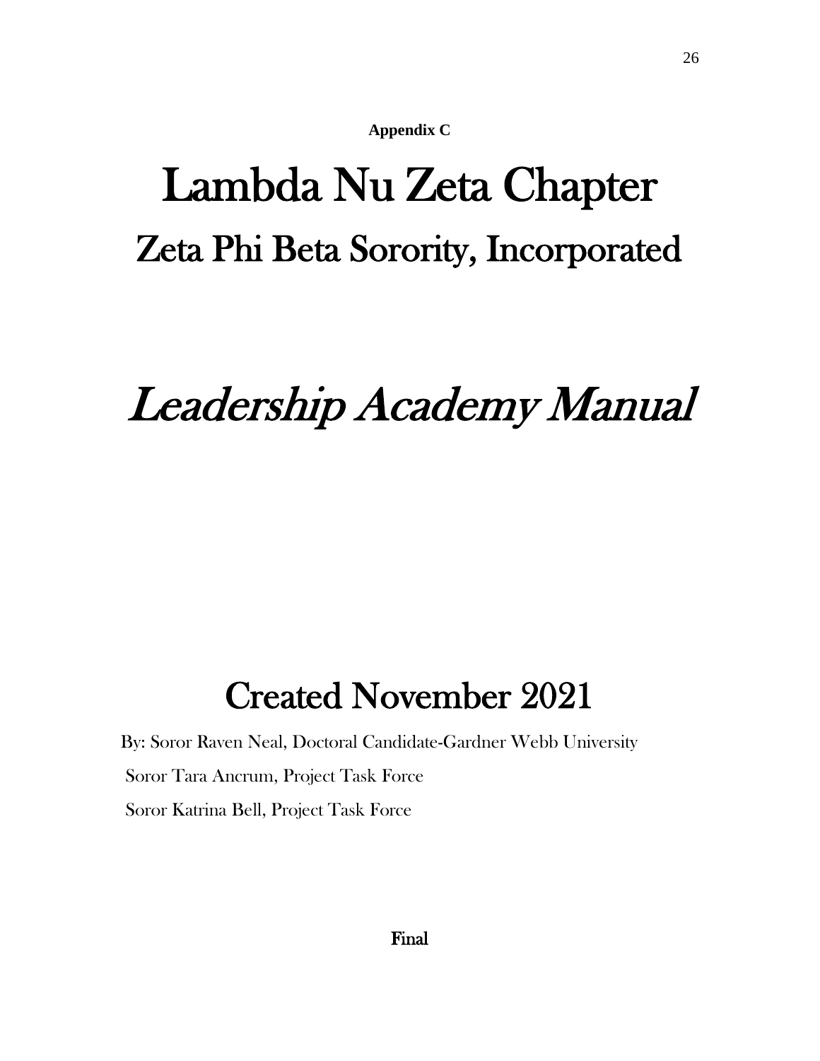**Appendix C**

# Lambda Nu Zeta Chapter

## Zeta Phi Beta Sorority, Incorporated

# *Leadership Academy Manual*

## Created November 2021

By: Soror Raven Neal, Doctoral Candidate-Gardner Webb University

Soror Tara Ancrum, Project Task Force

Soror Katrina Bell, Project Task Force

**Final**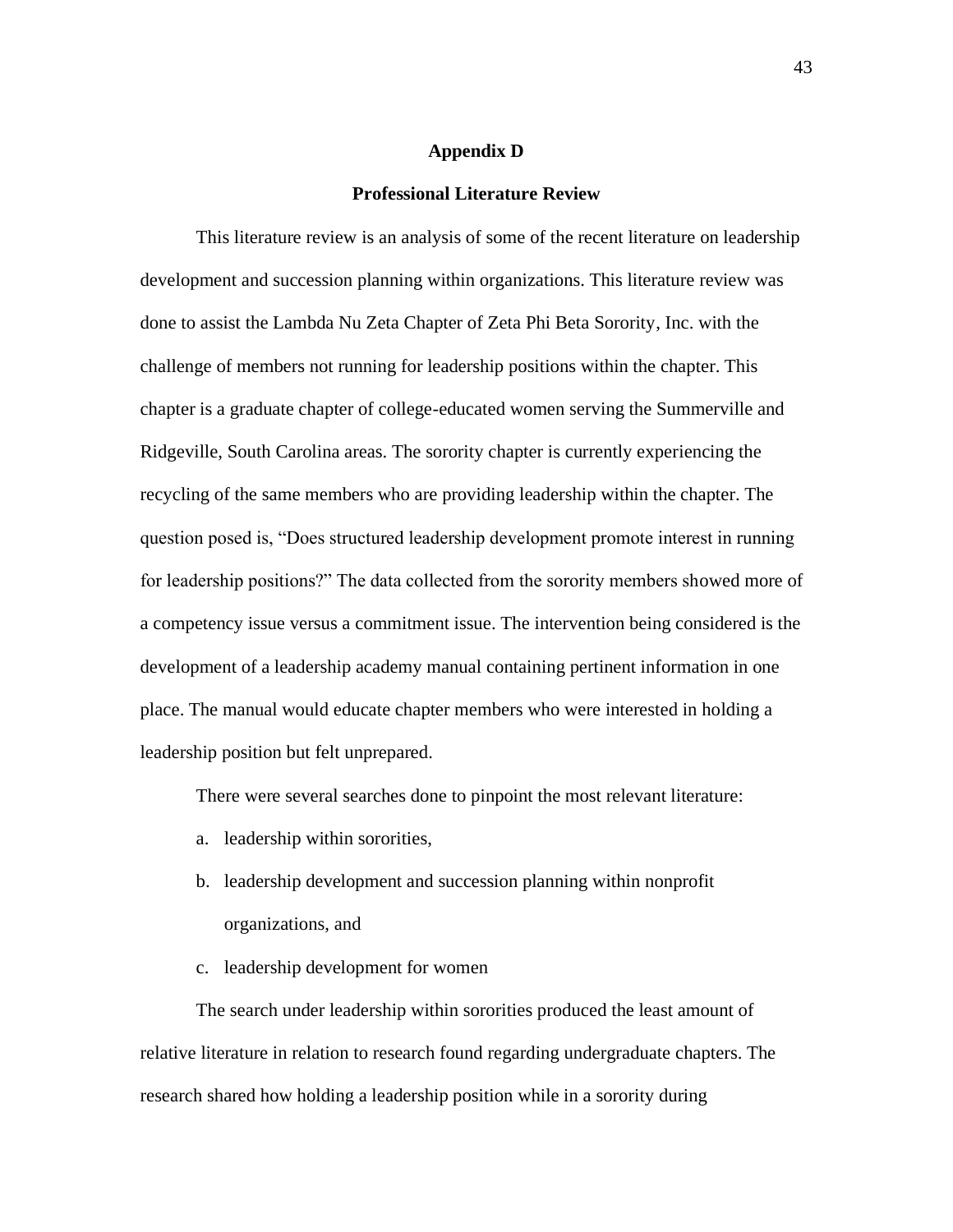# Appendix D

## Professional Literature Review

This literature review is an analysis of some of the recent literature on leadership development and succession planning within organizations. This literature review was done to assist the Lambda Nu Zeta Chapter of Zeta Phi Beta Sorority, Inc. with the challenge of members not running for leadership positions within the chapter. This chapter is a graduate chapter of college-educated women serving the Summerville and Ridgeville, South Carolina areas. The sorority chapter is currently experiencing the recycling of the same members who are providing leadership within the chapter. The question posed is, "Does structured leadership development promote interest in running for leadership positions?" The data collected from the sorority members showed more of a competency issue versus a commitment issue. The intervention being considered is the development of a leadership academy manual containing pertinent information in one place. The manual would educate chapter members who were interested in holding a leadership position but felt unprepared.

There were several searches done to pinpoint the most relevant literature:

a. leadership within sororities,
b. leadership development and succession planning within nonprofit organizations, and
c. leadership development for women

The search under leadership within sororities produced the least amount of relative literature in relation to research found regarding undergraduate chapters. The research shared how holding a leadership position while in a sorority during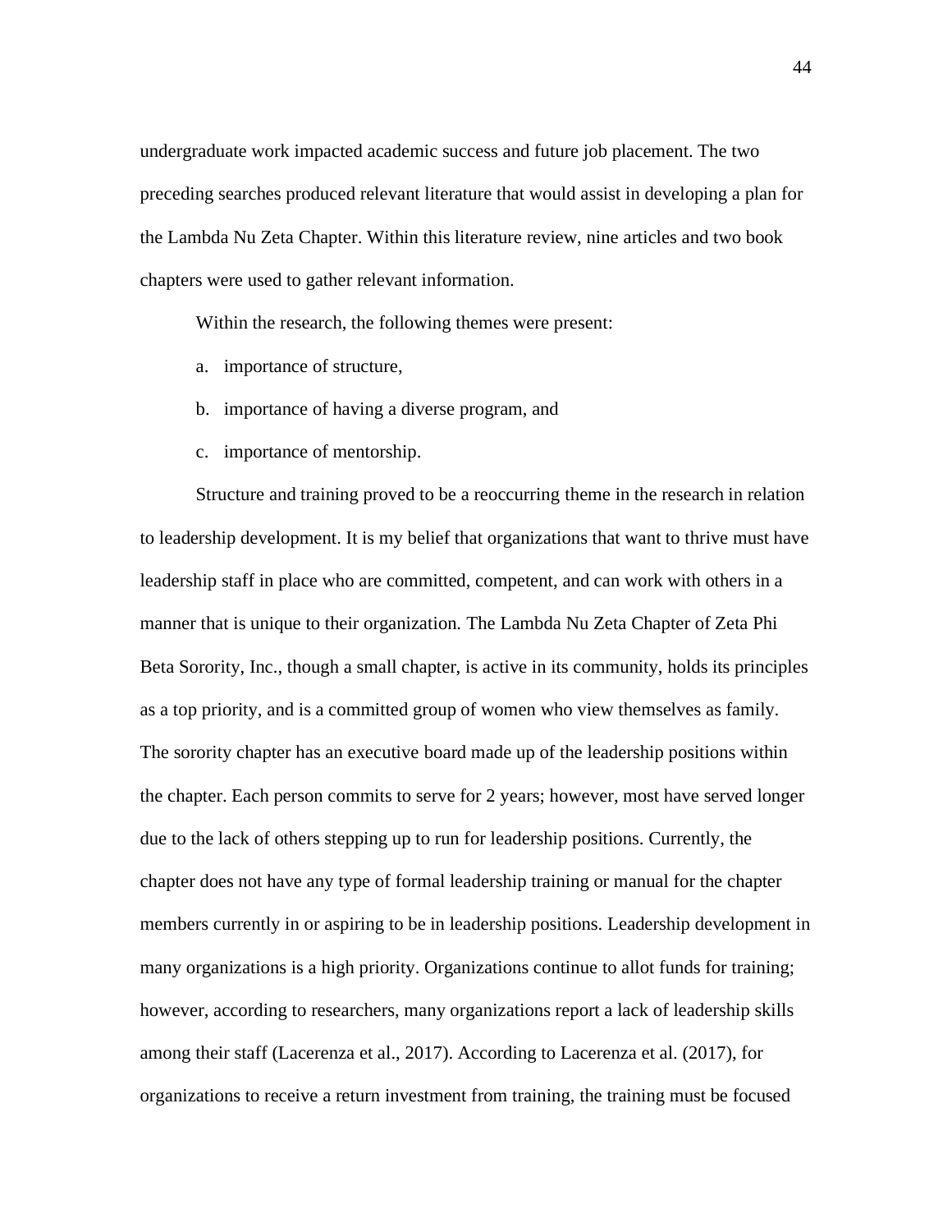undergraduate work impacted academic success and future job placement. The two preceding searches produced relevant literature that would assist in developing a plan for the Lambda Nu Zeta Chapter. Within this literature review, nine articles and two book chapters were used to gather relevant information.

Within the research, the following themes were present:

a. importance of structure,
b. importance of having a diverse program, and
c. importance of mentorship.

Structure and training proved to be a reoccurring theme in the research in relation to leadership development. It is my belief that organizations that want to thrive must have leadership staff in place who are committed, competent, and can work with others in a manner that is unique to their organization. The Lambda Nu Zeta Chapter of Zeta Phi Beta Sorority, Inc., though a small chapter, is active in its community, holds its principles as a top priority, and is a committed group of women who view themselves as family. The sorority chapter has an executive board made up of the leadership positions within the chapter. Each person commits to serve for 2 years; however, most have served longer due to the lack of others stepping up to run for leadership positions. Currently, the chapter does not have any type of formal leadership training or manual for the chapter members currently in or aspiring to be in leadership positions. Leadership development in many organizations is a high priority. Organizations continue to allot funds for training; however, according to researchers, many organizations report a lack of leadership skills among their staff (Lacerenza et al., 2017). According to Lacerenza et al. (2017), for organizations to receive a return investment from training, the training must be focused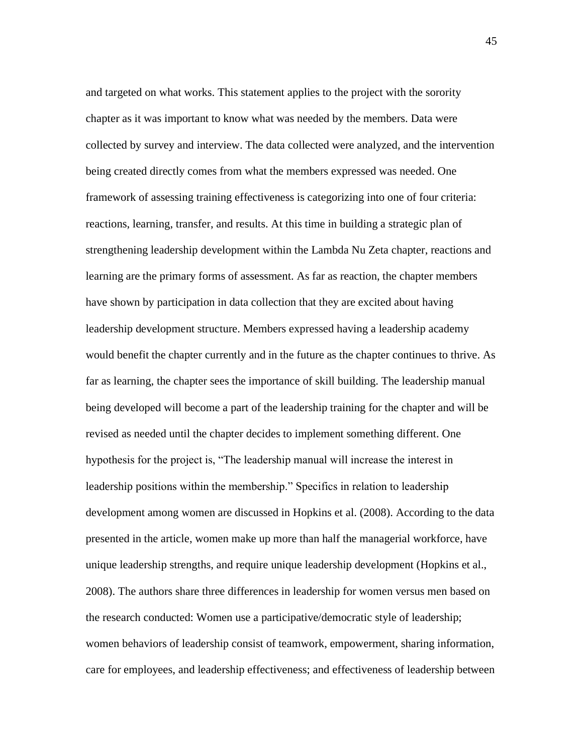and targeted on what works. This statement applies to the project with the sorority chapter as it was important to know what was needed by the members. Data were collected by survey and interview. The data collected were analyzed, and the intervention being created directly comes from what the members expressed was needed. One framework of assessing training effectiveness is categorizing into one of four criteria: reactions, learning, transfer, and results. At this time in building a strategic plan of strengthening leadership development within the Lambda Nu Zeta chapter, reactions and learning are the primary forms of assessment. As far as reaction, the chapter members have shown by participation in data collection that they are excited about having leadership development structure. Members expressed having a leadership academy would benefit the chapter currently and in the future as the chapter continues to thrive. As far as learning, the chapter sees the importance of skill building. The leadership manual being developed will become a part of the leadership training for the chapter and will be revised as needed until the chapter decides to implement something different. One hypothesis for the project is, "The leadership manual will increase the interest in leadership positions within the membership." Specifics in relation to leadership development among women are discussed in Hopkins et al. (2008). According to the data presented in the article, women make up more than half the managerial workforce, have unique leadership strengths, and require unique leadership development (Hopkins et al., 2008). The authors share three differences in leadership for women versus men based on the research conducted: Women use a participative/democratic style of leadership; women behaviors of leadership consist of teamwork, empowerment, sharing information, care for employees, and leadership effectiveness; and effectiveness of leadership between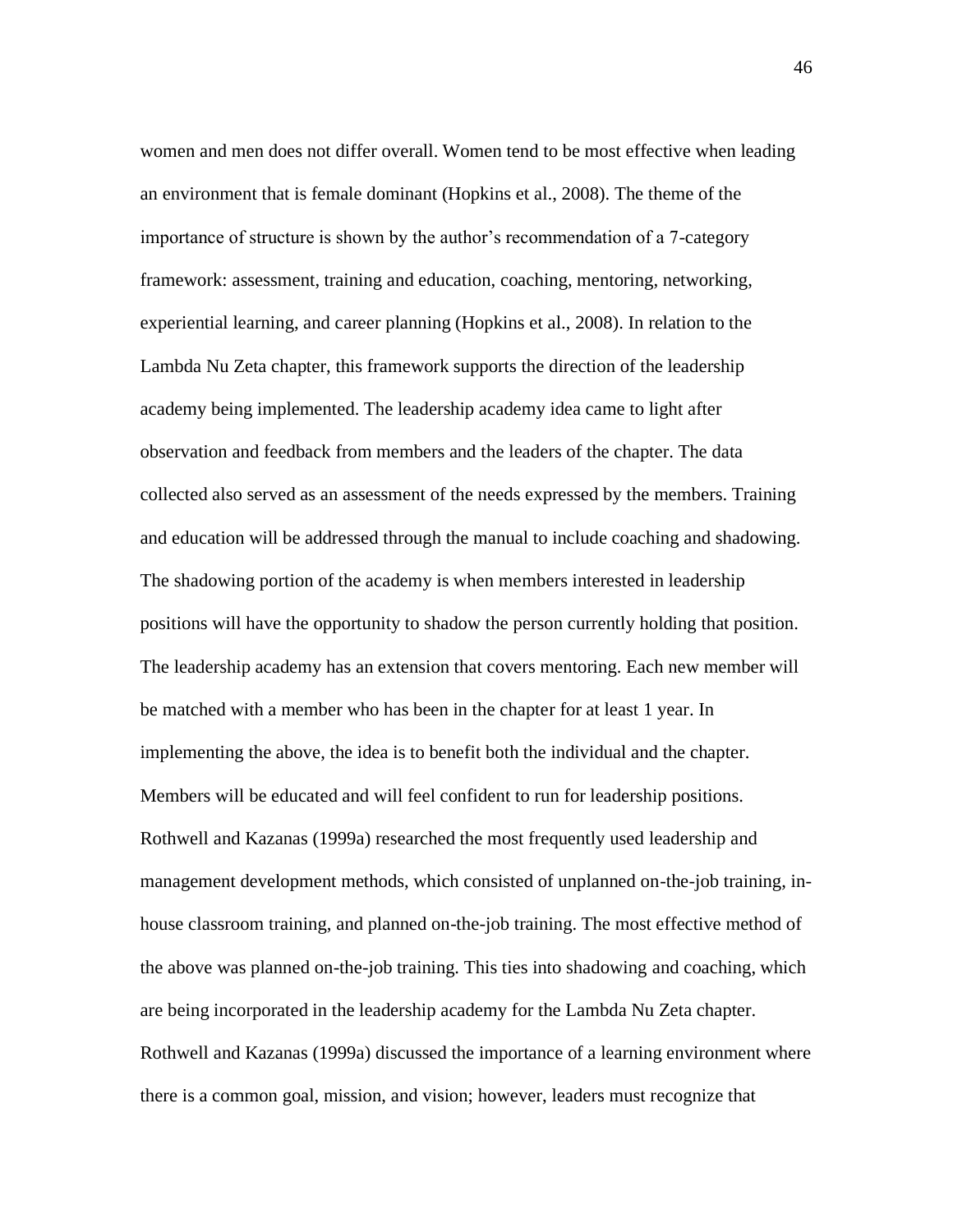women and men does not differ overall. Women tend to be most effective when leading an environment that is female dominant (Hopkins et al., 2008). The theme of the importance of structure is shown by the author's recommendation of a 7-category framework: assessment, training and education, coaching, mentoring, networking, experiential learning, and career planning (Hopkins et al., 2008). In relation to the Lambda Nu Zeta chapter, this framework supports the direction of the leadership academy being implemented. The leadership academy idea came to light after observation and feedback from members and the leaders of the chapter. The data collected also served as an assessment of the needs expressed by the members. Training and education will be addressed through the manual to include coaching and shadowing. The shadowing portion of the academy is when members interested in leadership positions will have the opportunity to shadow the person currently holding that position. The leadership academy has an extension that covers mentoring. Each new member will be matched with a member who has been in the chapter for at least 1 year. In implementing the above, the idea is to benefit both the individual and the chapter. Members will be educated and will feel confident to run for leadership positions. Rothwell and Kazanas (1999a) researched the most frequently used leadership and management development methods, which consisted of unplanned on-the-job training, in-house classroom training, and planned on-the-job training. The most effective method of the above was planned on-the-job training. This ties into shadowing and coaching, which are being incorporated in the leadership academy for the Lambda Nu Zeta chapter. Rothwell and Kazanas (1999a) discussed the importance of a learning environment where there is a common goal, mission, and vision; however, leaders must recognize that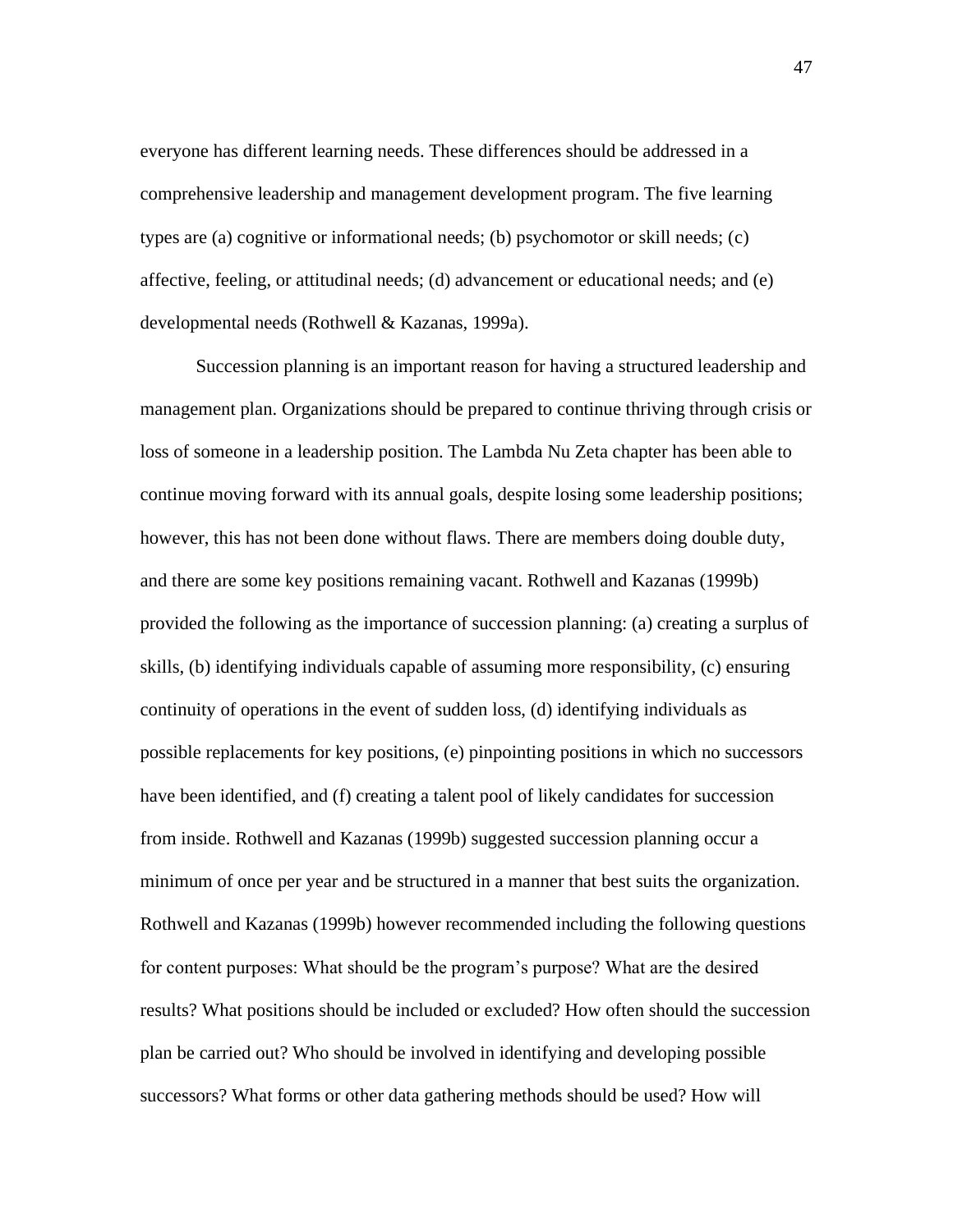everyone has different learning needs. These differences should be addressed in a comprehensive leadership and management development program. The five learning types are (a) cognitive or informational needs; (b) psychomotor or skill needs; (c) affective, feeling, or attitudinal needs; (d) advancement or educational needs; and (e) developmental needs (Rothwell & Kazanas, 1999a).

Succession planning is an important reason for having a structured leadership and management plan. Organizations should be prepared to continue thriving through crisis or loss of someone in a leadership position. The Lambda Nu Zeta chapter has been able to continue moving forward with its annual goals, despite losing some leadership positions; however, this has not been done without flaws. There are members doing double duty, and there are some key positions remaining vacant. Rothwell and Kazanas (1999b) provided the following as the importance of succession planning: (a) creating a surplus of skills, (b) identifying individuals capable of assuming more responsibility, (c) ensuring continuity of operations in the event of sudden loss, (d) identifying individuals as possible replacements for key positions, (e) pinpointing positions in which no successors have been identified, and (f) creating a talent pool of likely candidates for succession from inside. Rothwell and Kazanas (1999b) suggested succession planning occur a minimum of once per year and be structured in a manner that best suits the organization. Rothwell and Kazanas (1999b) however recommended including the following questions for content purposes: What should be the program's purpose? What are the desired results? What positions should be included or excluded? How often should the succession plan be carried out? Who should be involved in identifying and developing possible successors? What forms or other data gathering methods should be used? How will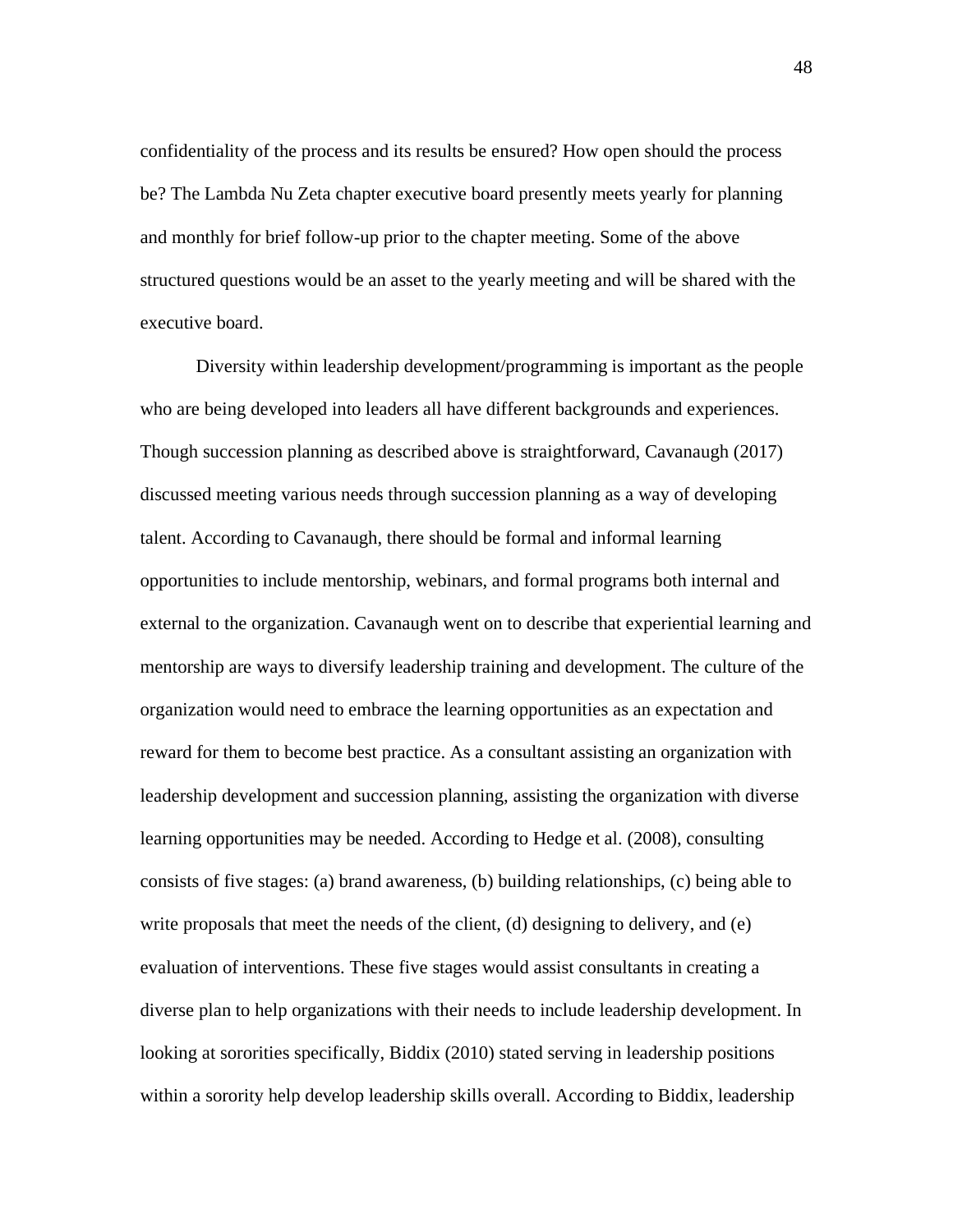confidentiality of the process and its results be ensured? How open should the process be? The Lambda Nu Zeta chapter executive board presently meets yearly for planning and monthly for brief follow-up prior to the chapter meeting. Some of the above structured questions would be an asset to the yearly meeting and will be shared with the executive board.

Diversity within leadership development/programming is important as the people who are being developed into leaders all have different backgrounds and experiences. Though succession planning as described above is straightforward, Cavanaugh (2017) discussed meeting various needs through succession planning as a way of developing talent. According to Cavanaugh, there should be formal and informal learning opportunities to include mentorship, webinars, and formal programs both internal and external to the organization. Cavanaugh went on to describe that experiential learning and mentorship are ways to diversify leadership training and development. The culture of the organization would need to embrace the learning opportunities as an expectation and reward for them to become best practice. As a consultant assisting an organization with leadership development and succession planning, assisting the organization with diverse learning opportunities may be needed. According to Hedge et al. (2008), consulting consists of five stages: (a) brand awareness, (b) building relationships, (c) being able to write proposals that meet the needs of the client, (d) designing to delivery, and (e) evaluation of interventions. These five stages would assist consultants in creating a diverse plan to help organizations with their needs to include leadership development. In looking at sororities specifically, Biddix (2010) stated serving in leadership positions within a sorority help develop leadership skills overall. According to Biddix, leadership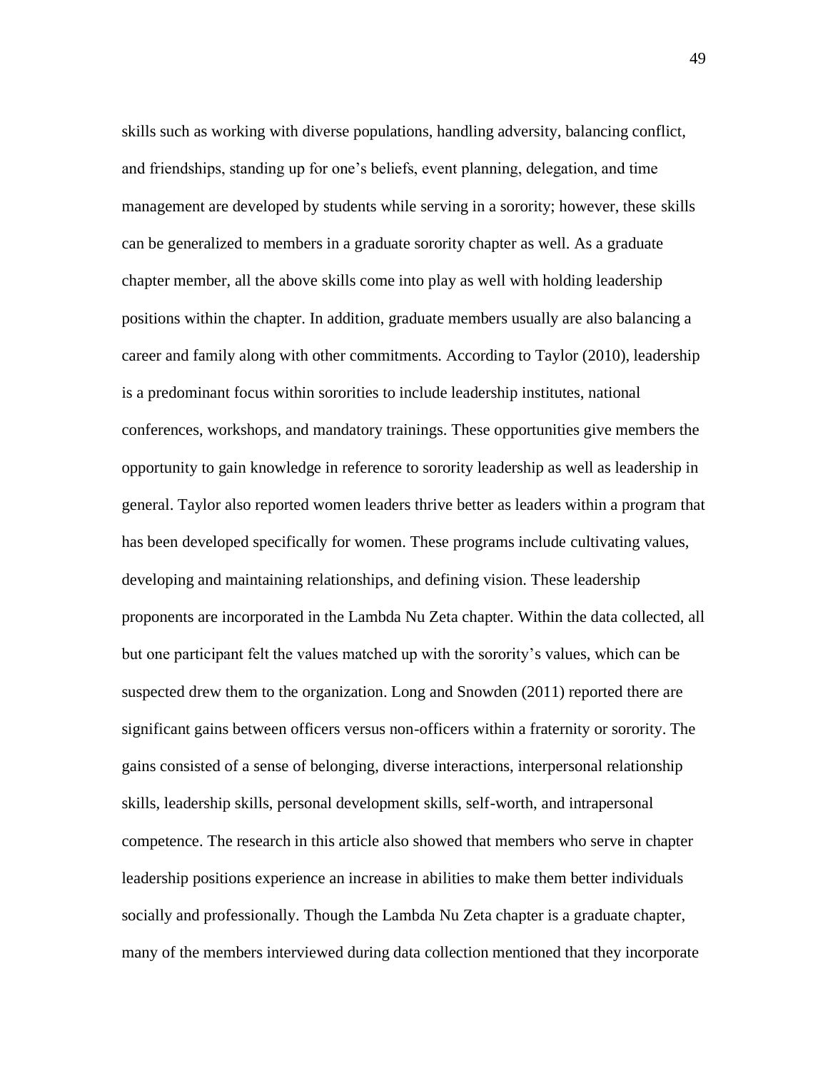skills such as working with diverse populations, handling adversity, balancing conflict, and friendships, standing up for one's beliefs, event planning, delegation, and time management are developed by students while serving in a sorority; however, these skills can be generalized to members in a graduate sorority chapter as well. As a graduate chapter member, all the above skills come into play as well with holding leadership positions within the chapter. In addition, graduate members usually are also balancing a career and family along with other commitments. According to Taylor (2010), leadership is a predominant focus within sororities to include leadership institutes, national conferences, workshops, and mandatory trainings. These opportunities give members the opportunity to gain knowledge in reference to sorority leadership as well as leadership in general. Taylor also reported women leaders thrive better as leaders within a program that has been developed specifically for women. These programs include cultivating values, developing and maintaining relationships, and defining vision. These leadership proponents are incorporated in the Lambda Nu Zeta chapter. Within the data collected, all but one participant felt the values matched up with the sorority's values, which can be suspected drew them to the organization. Long and Snowden (2011) reported there are significant gains between officers versus non-officers within a fraternity or sorority. The gains consisted of a sense of belonging, diverse interactions, interpersonal relationship skills, leadership skills, personal development skills, self-worth, and intrapersonal competence. The research in this article also showed that members who serve in chapter leadership positions experience an increase in abilities to make them better individuals socially and professionally. Though the Lambda Nu Zeta chapter is a graduate chapter, many of the members interviewed during data collection mentioned that they incorporate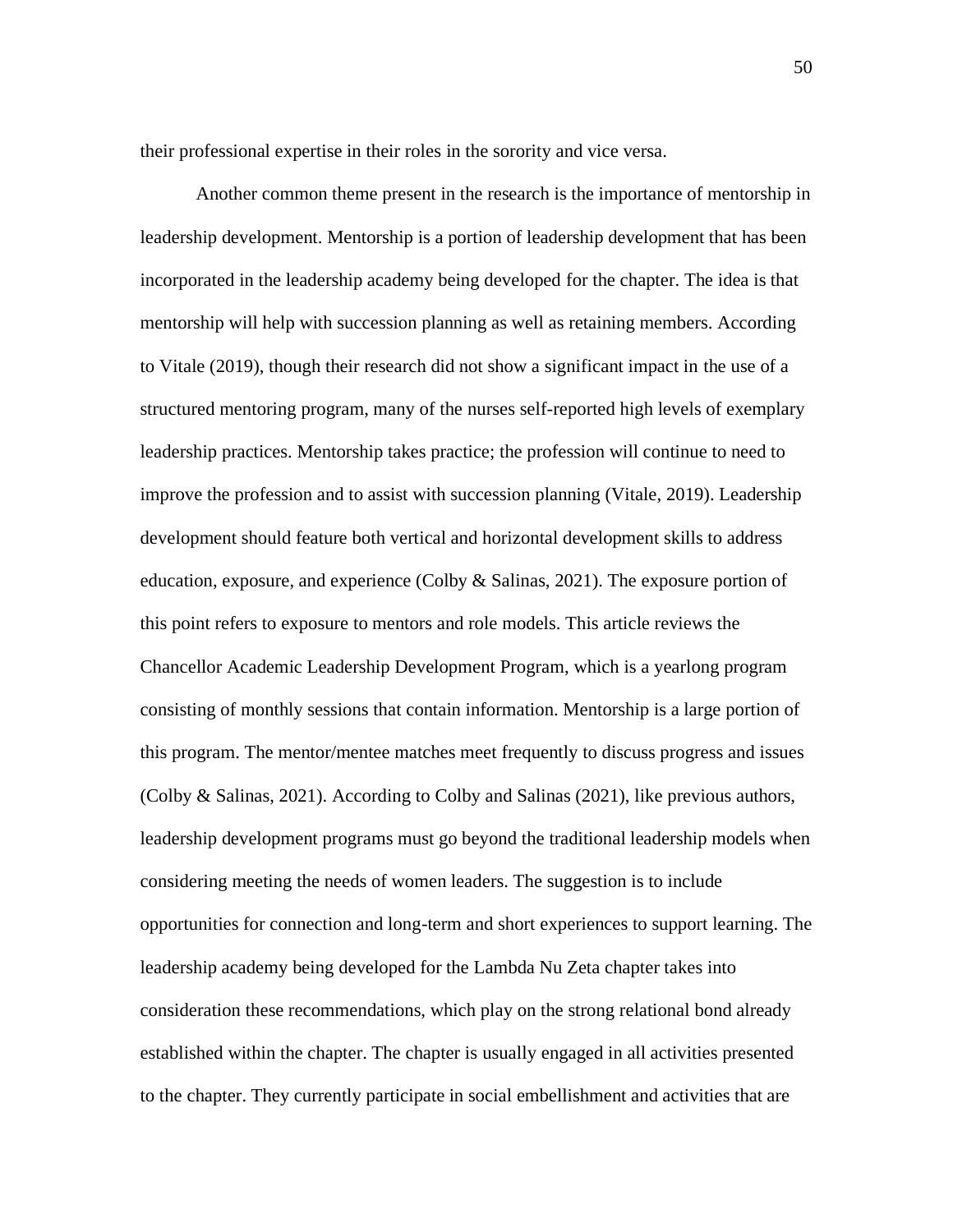their professional expertise in their roles in the sorority and vice versa.

Another common theme present in the research is the importance of mentorship in leadership development. Mentorship is a portion of leadership development that has been incorporated in the leadership academy being developed for the chapter. The idea is that mentorship will help with succession planning as well as retaining members. According to Vitale (2019), though their research did not show a significant impact in the use of a structured mentoring program, many of the nurses self-reported high levels of exemplary leadership practices. Mentorship takes practice; the profession will continue to need to improve the profession and to assist with succession planning (Vitale, 2019). Leadership development should feature both vertical and horizontal development skills to address education, exposure, and experience (Colby & Salinas, 2021). The exposure portion of this point refers to exposure to mentors and role models. This article reviews the Chancellor Academic Leadership Development Program, which is a yearlong program consisting of monthly sessions that contain information. Mentorship is a large portion of this program. The mentor/mentee matches meet frequently to discuss progress and issues (Colby & Salinas, 2021). According to Colby and Salinas (2021), like previous authors, leadership development programs must go beyond the traditional leadership models when considering meeting the needs of women leaders. The suggestion is to include opportunities for connection and long-term and short experiences to support learning. The leadership academy being developed for the Lambda Nu Zeta chapter takes into consideration these recommendations, which play on the strong relational bond already established within the chapter. The chapter is usually engaged in all activities presented to the chapter. They currently participate in social embellishment and activities that are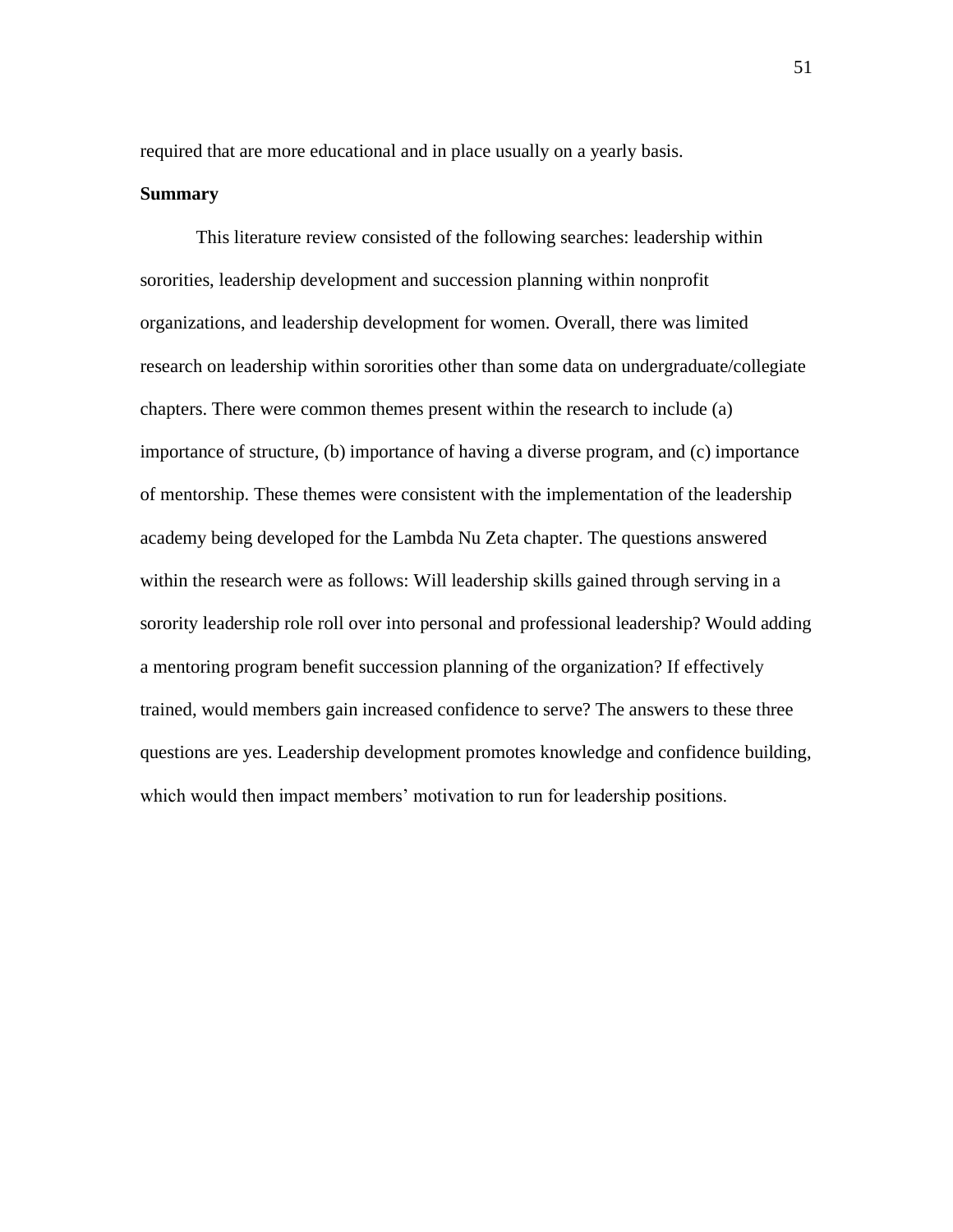required that are more educational and in place usually on a yearly basis.

**Summary**

This literature review consisted of the following searches: leadership within sororities, leadership development and succession planning within nonprofit organizations, and leadership development for women. Overall, there was limited research on leadership within sororities other than some data on undergraduate/collegiate chapters. There were common themes present within the research to include (a) importance of structure, (b) importance of having a diverse program, and (c) importance of mentorship. These themes were consistent with the implementation of the leadership academy being developed for the Lambda Nu Zeta chapter. The questions answered within the research were as follows: Will leadership skills gained through serving in a sorority leadership role roll over into personal and professional leadership? Would adding a mentoring program benefit succession planning of the organization? If effectively trained, would members gain increased confidence to serve? The answers to these three questions are yes. Leadership development promotes knowledge and confidence building, which would then impact members' motivation to run for leadership positions.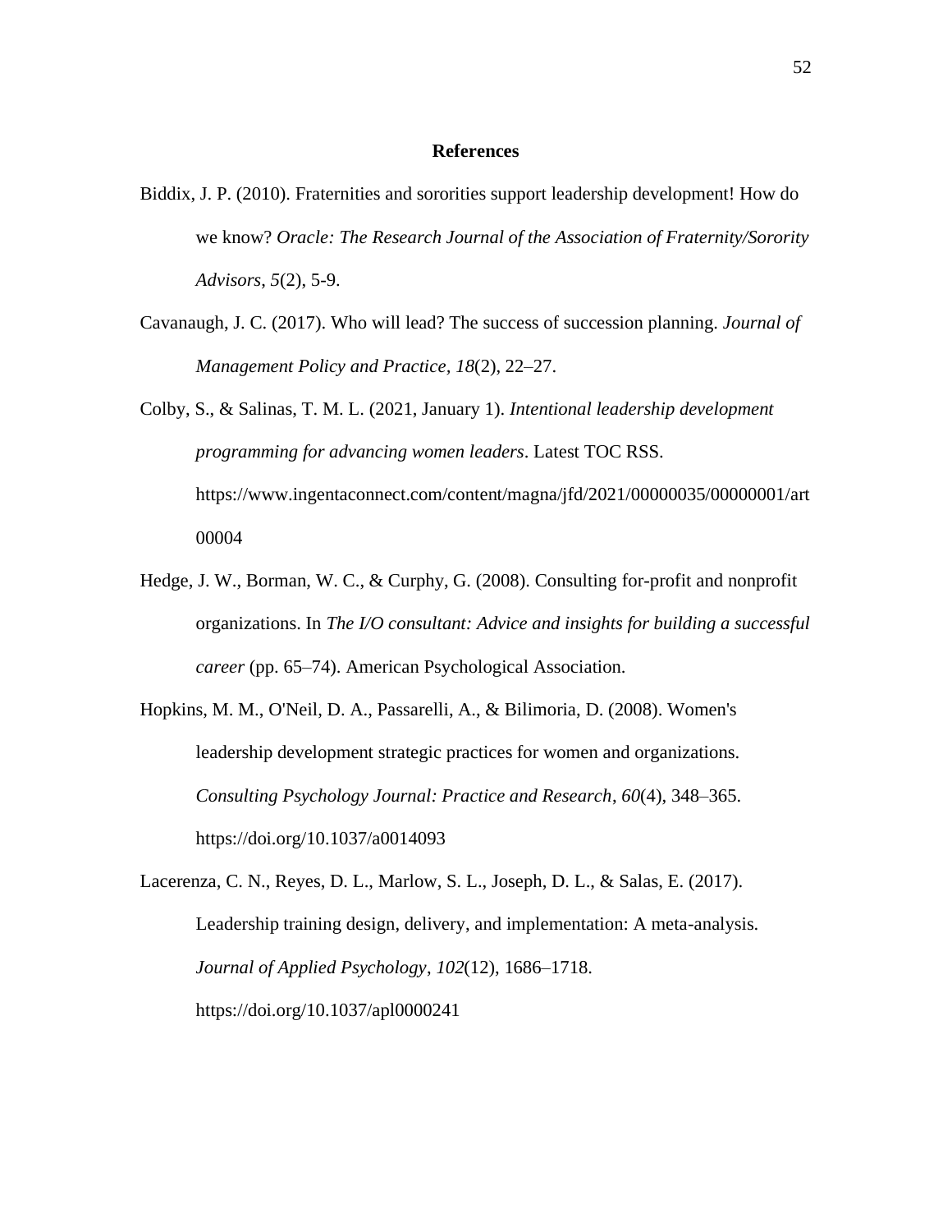# References

Biddix, J. P. (2010). Fraternities and sororities support leadership development! How do we know? *Oracle: The Research Journal of the Association of Fraternity/Sorority Advisors*, *5*(2), 5-9.

Cavanaugh, J. C. (2017). Who will lead? The success of succession planning. *Journal of Management Policy and Practice, 18*(2), 22–27.

Colby, S., & Salinas, T. M. L. (2021, January 1). *Intentional leadership development programming for advancing women leaders*. Latest TOC RSS. https://www.ingentaconnect.com/content/magna/jfd/2021/00000035/00000001/art00004

Hedge, J. W., Borman, W. C., & Curphy, G. (2008). Consulting for-profit and nonprofit organizations. In *The I/O consultant: Advice and insights for building a successful career* (pp. 65–74). American Psychological Association.

Hopkins, M. M., O'Neil, D. A., Passarelli, A., & Bilimoria, D. (2008). Women's leadership development strategic practices for women and organizations. *Consulting Psychology Journal: Practice and Research*, *60*(4), 348–365. https://doi.org/10.1037/a0014093

Lacerenza, C. N., Reyes, D. L., Marlow, S. L., Joseph, D. L., & Salas, E. (2017). Leadership training design, delivery, and implementation: A meta-analysis. *Journal of Applied Psychology*, *102*(12), 1686–1718. https://doi.org/10.1037/apl0000241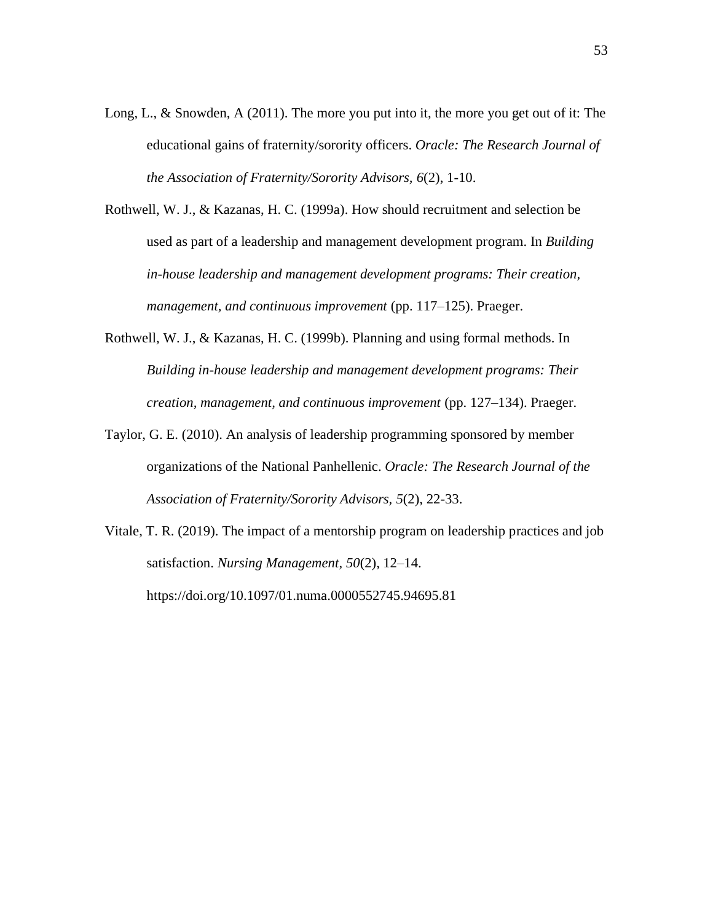Long, L., & Snowden, A (2011). The more you put into it, the more you get out of it: The educational gains of fraternity/sorority officers. *Oracle: The Research Journal of the Association of Fraternity/Sorority Advisors*, *6*(2), 1-10.

Rothwell, W. J., & Kazanas, H. C. (1999a). How should recruitment and selection be used as part of a leadership and management development program. In *Building in-house leadership and management development programs: Their creation, management, and continuous improvement* (pp. 117–125). Praeger.

Rothwell, W. J., & Kazanas, H. C. (1999b). Planning and using formal methods. In *Building in-house leadership and management development programs: Their creation, management, and continuous improvement* (pp. 127–134). Praeger.

Taylor, G. E. (2010). An analysis of leadership programming sponsored by member organizations of the National Panhellenic. *Oracle: The Research Journal of the Association of Fraternity/Sorority Advisors*, *5*(2), 22-33.

Vitale, T. R. (2019). The impact of a mentorship program on leadership practices and job satisfaction. *Nursing Management*, *50*(2), 12–14. https://doi.org/10.1097/01.numa.0000552745.94695.81